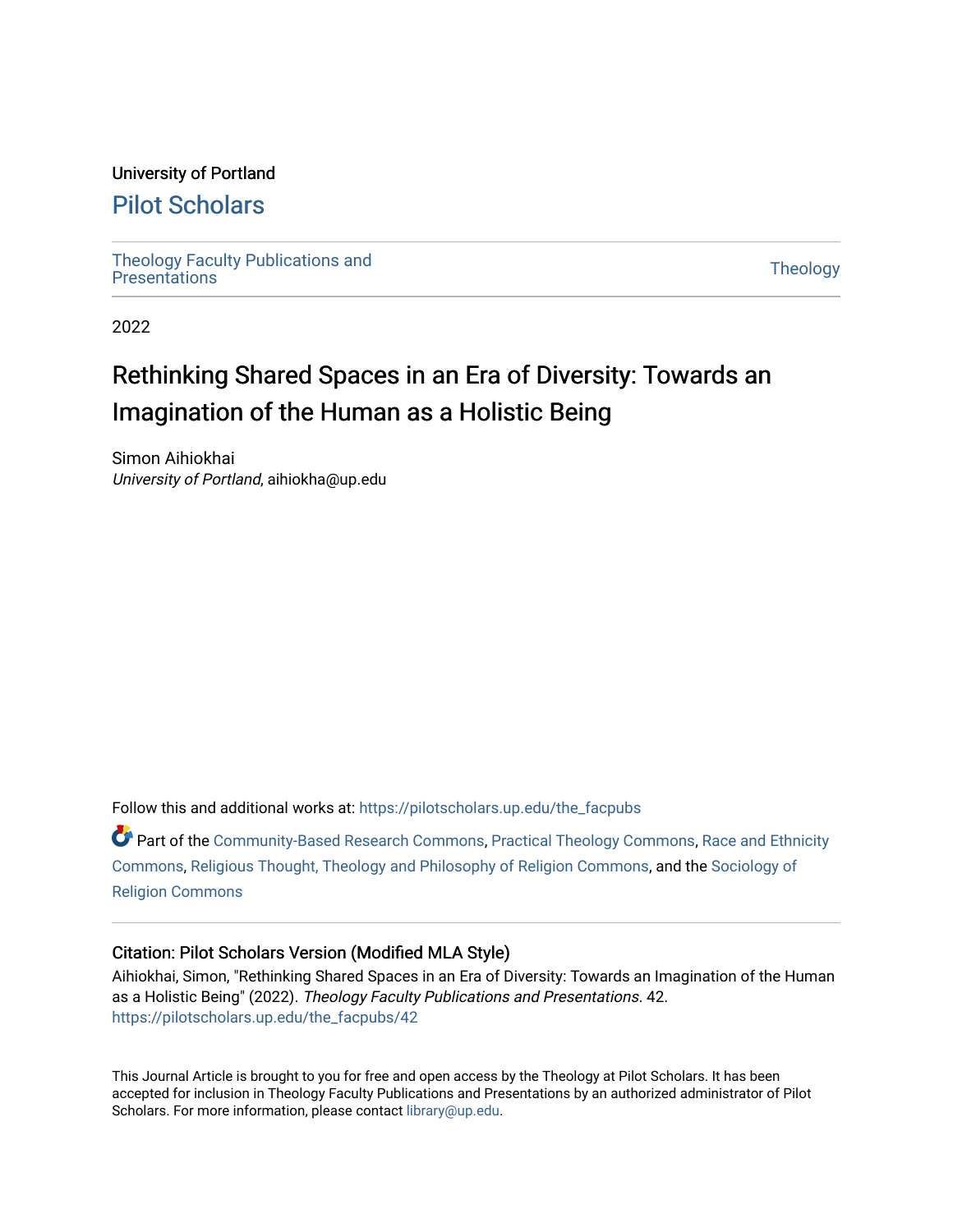University of Portland

# Pilot Scholars

Theology Faculty Publications and Presentations | Theology

2022

## Rethinking Shared Spaces in an Era of Diversity: Towards an Imagination of the Human as a Holistic Being

Simon Aihiokhai
*University of Portland*, aihiokha@up.edu

Follow this and additional works at: https://pilotscholars.up.edu/the_facpubs

Part of the Community-Based Research Commons, Practical Theology Commons, Race and Ethnicity Commons, Religious Thought, Theology and Philosophy of Religion Commons, and the Sociology of Religion Commons

### Citation: Pilot Scholars Version (Modified MLA Style)

Aihiokhai, Simon, "Rethinking Shared Spaces in an Era of Diversity: Towards an Imagination of the Human as a Holistic Being" (2022). *Theology Faculty Publications and Presentations*. 42.
https://pilotscholars.up.edu/the_facpubs/42

This Journal Article is brought to you for free and open access by the Theology at Pilot Scholars. It has been accepted for inclusion in Theology Faculty Publications and Presentations by an authorized administrator of Pilot Scholars. For more information, please contact library@up.edu.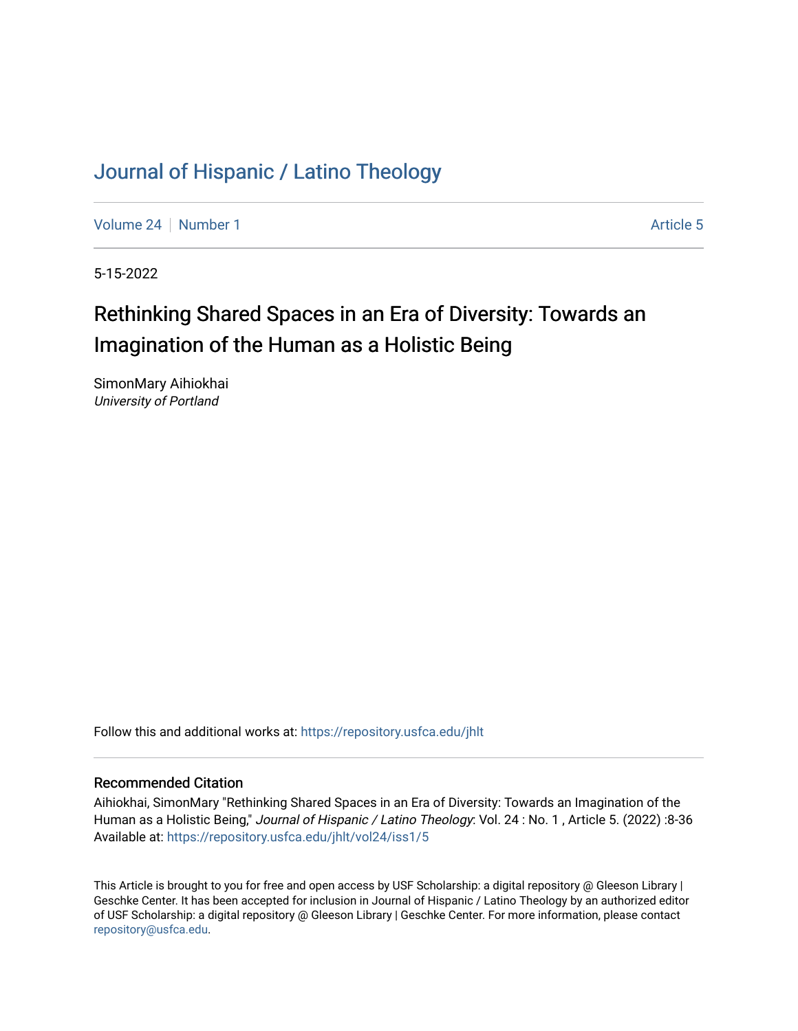# Journal of Hispanic / Latino Theology

Volume 24 | Number 1 | Article 5

5-15-2022

## Rethinking Shared Spaces in an Era of Diversity: Towards an Imagination of the Human as a Holistic Being

SimonMary Aihiokhai
*University of Portland*

Follow this and additional works at: https://repository.usfca.edu/jhlt

### Recommended Citation

Aihiokhai, SimonMary "Rethinking Shared Spaces in an Era of Diversity: Towards an Imagination of the Human as a Holistic Being," *Journal of Hispanic / Latino Theology*: Vol. 24 : No. 1 , Article 5. (2022) :8-36
Available at: https://repository.usfca.edu/jhlt/vol24/iss1/5

This Article is brought to you for free and open access by USF Scholarship: a digital repository @ Gleeson Library | Geschke Center. It has been accepted for inclusion in Journal of Hispanic / Latino Theology by an authorized editor of USF Scholarship: a digital repository @ Gleeson Library | Geschke Center. For more information, please contact repository@usfca.edu.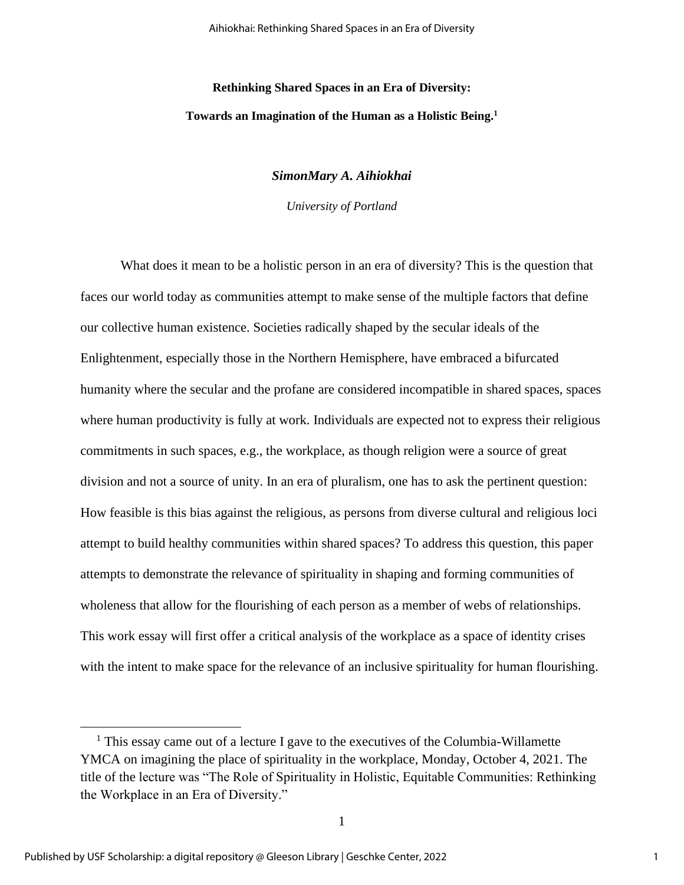**Rethinking Shared Spaces in an Era of Diversity:**

**Towards an Imagination of the Human as a Holistic Being.**[1]

***SimonMary A. Aihiokhai***

*University of Portland*

What does it mean to be a holistic person in an era of diversity? This is the question that faces our world today as communities attempt to make sense of the multiple factors that define our collective human existence. Societies radically shaped by the secular ideals of the Enlightenment, especially those in the Northern Hemisphere, have embraced a bifurcated humanity where the secular and the profane are considered incompatible in shared spaces, spaces where human productivity is fully at work. Individuals are expected not to express their religious commitments in such spaces, e.g., the workplace, as though religion were a source of great division and not a source of unity. In an era of pluralism, one has to ask the pertinent question: How feasible is this bias against the religious, as persons from diverse cultural and religious loci attempt to build healthy communities within shared spaces? To address this question, this paper attempts to demonstrate the relevance of spirituality in shaping and forming communities of wholeness that allow for the flourishing of each person as a member of webs of relationships. This work essay will first offer a critical analysis of the workplace as a space of identity crises with the intent to make space for the relevance of an inclusive spirituality for human flourishing.

---

[1] This essay came out of a lecture I gave to the executives of the Columbia-Willamette YMCA on imagining the place of spirituality in the workplace, Monday, October 4, 2021. The title of the lecture was "The Role of Spirituality in Holistic, Equitable Communities: Rethinking the Workplace in an Era of Diversity."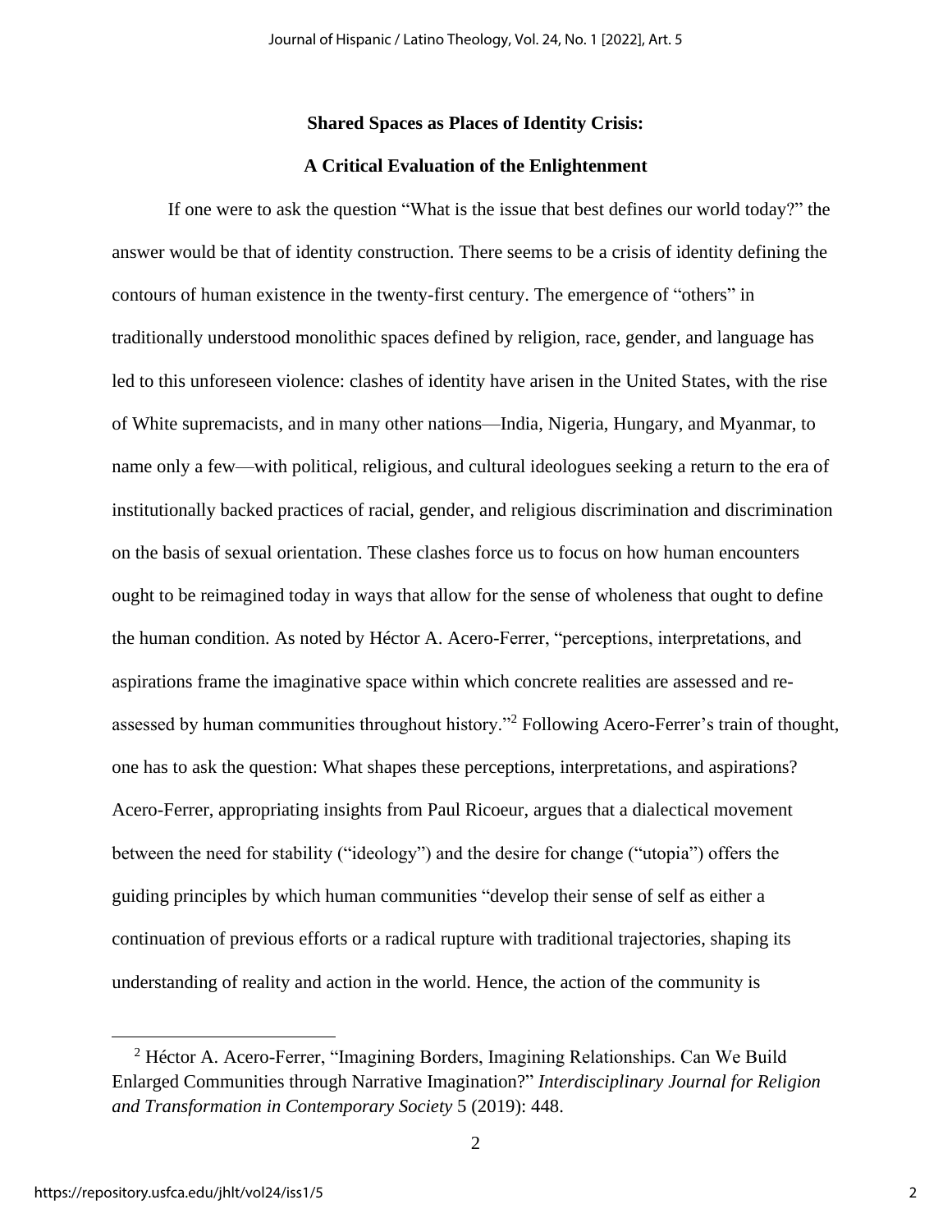**Shared Spaces as Places of Identity Crisis:**

**A Critical Evaluation of the Enlightenment**

If one were to ask the question "What is the issue that best defines our world today?" the answer would be that of identity construction. There seems to be a crisis of identity defining the contours of human existence in the twenty-first century. The emergence of "others" in traditionally understood monolithic spaces defined by religion, race, gender, and language has led to this unforeseen violence: clashes of identity have arisen in the United States, with the rise of White supremacists, and in many other nations—India, Nigeria, Hungary, and Myanmar, to name only a few—with political, religious, and cultural ideologues seeking a return to the era of institutionally backed practices of racial, gender, and religious discrimination and discrimination on the basis of sexual orientation. These clashes force us to focus on how human encounters ought to be reimagined today in ways that allow for the sense of wholeness that ought to define the human condition. As noted by Héctor A. Acero-Ferrer, "perceptions, interpretations, and aspirations frame the imaginative space within which concrete realities are assessed and re-assessed by human communities throughout history."[2] Following Acero-Ferrer's train of thought, one has to ask the question: What shapes these perceptions, interpretations, and aspirations? Acero-Ferrer, appropriating insights from Paul Ricoeur, argues that a dialectical movement between the need for stability ("ideology") and the desire for change ("utopia") offers the guiding principles by which human communities "develop their sense of self as either a continuation of previous efforts or a radical rupture with traditional trajectories, shaping its understanding of reality and action in the world. Hence, the action of the community is

---

[2] Héctor A. Acero-Ferrer, "Imagining Borders, Imagining Relationships. Can We Build Enlarged Communities through Narrative Imagination?" *Interdisciplinary Journal for Religion and Transformation in Contemporary Society* 5 (2019): 448.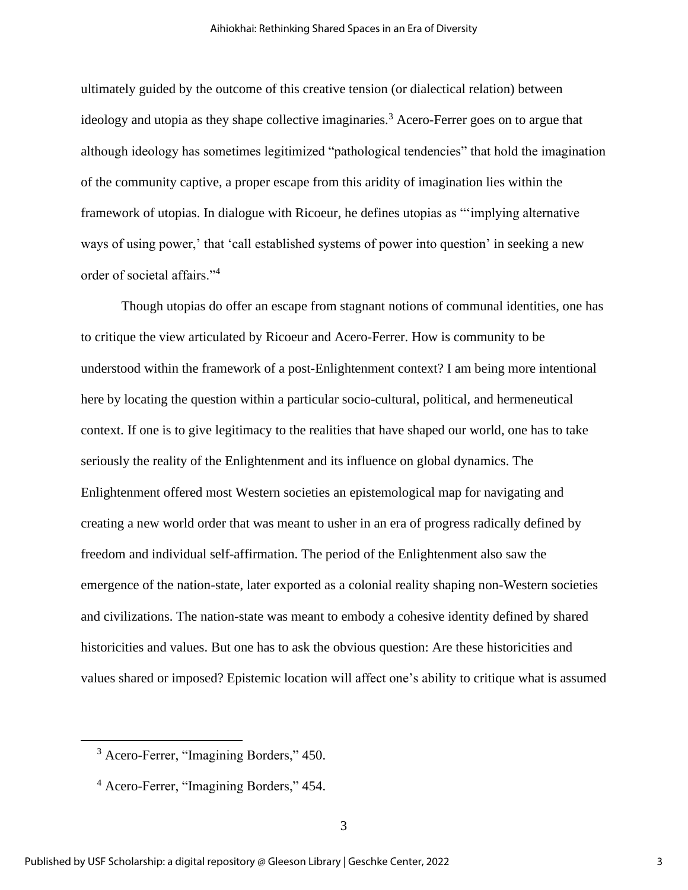ultimately guided by the outcome of this creative tension (or dialectical relation) between ideology and utopia as they shape collective imaginaries.[3] Acero-Ferrer goes on to argue that although ideology has sometimes legitimized "pathological tendencies" that hold the imagination of the community captive, a proper escape from this aridity of imagination lies within the framework of utopias. In dialogue with Ricoeur, he defines utopias as "'implying alternative ways of using power,' that 'call established systems of power into question' in seeking a new order of societal affairs."[4]

Though utopias do offer an escape from stagnant notions of communal identities, one has to critique the view articulated by Ricoeur and Acero-Ferrer. How is community to be understood within the framework of a post-Enlightenment context? I am being more intentional here by locating the question within a particular socio-cultural, political, and hermeneutical context. If one is to give legitimacy to the realities that have shaped our world, one has to take seriously the reality of the Enlightenment and its influence on global dynamics. The Enlightenment offered most Western societies an epistemological map for navigating and creating a new world order that was meant to usher in an era of progress radically defined by freedom and individual self-affirmation. The period of the Enlightenment also saw the emergence of the nation-state, later exported as a colonial reality shaping non-Western societies and civilizations. The nation-state was meant to embody a cohesive identity defined by shared historicities and values. But one has to ask the obvious question: Are these historicities and values shared or imposed? Epistemic location will affect one's ability to critique what is assumed

---

[3] Acero-Ferrer, "Imagining Borders," 450.

[4] Acero-Ferrer, "Imagining Borders," 454.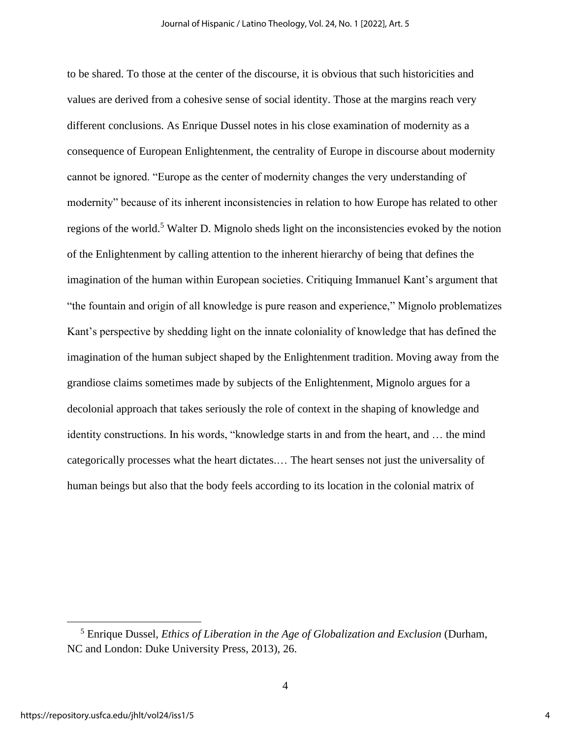to be shared. To those at the center of the discourse, it is obvious that such historicities and values are derived from a cohesive sense of social identity. Those at the margins reach very different conclusions. As Enrique Dussel notes in his close examination of modernity as a consequence of European Enlightenment, the centrality of Europe in discourse about modernity cannot be ignored. "Europe as the center of modernity changes the very understanding of modernity" because of its inherent inconsistencies in relation to how Europe has related to other regions of the world.[5] Walter D. Mignolo sheds light on the inconsistencies evoked by the notion of the Enlightenment by calling attention to the inherent hierarchy of being that defines the imagination of the human within European societies. Critiquing Immanuel Kant's argument that "the fountain and origin of all knowledge is pure reason and experience," Mignolo problematizes Kant's perspective by shedding light on the innate coloniality of knowledge that has defined the imagination of the human subject shaped by the Enlightenment tradition. Moving away from the grandiose claims sometimes made by subjects of the Enlightenment, Mignolo argues for a decolonial approach that takes seriously the role of context in the shaping of knowledge and identity constructions. In his words, "knowledge starts in and from the heart, and … the mind categorically processes what the heart dictates.… The heart senses not just the universality of human beings but also that the body feels according to its location in the colonial matrix of

[5] Enrique Dussel, *Ethics of Liberation in the Age of Globalization and Exclusion* (Durham, NC and London: Duke University Press, 2013), 26.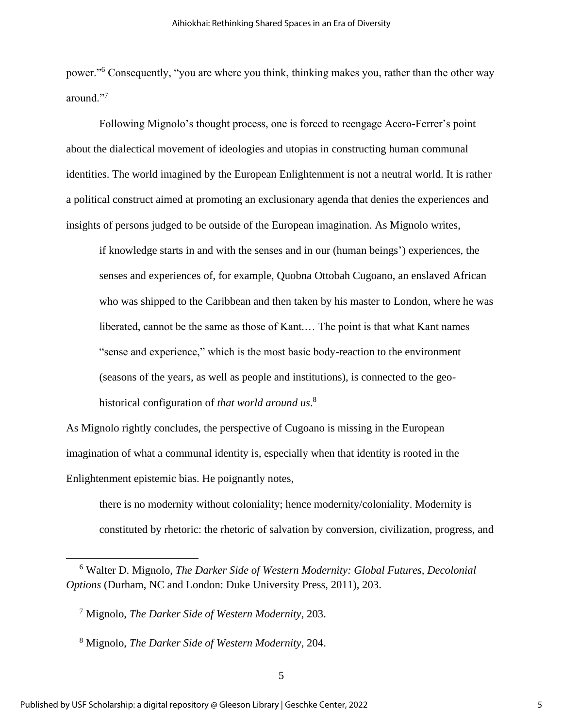power."[6] Consequently, "you are where you think, thinking makes you, rather than the other way around."[7]

Following Mignolo's thought process, one is forced to reengage Acero-Ferrer's point about the dialectical movement of ideologies and utopias in constructing human communal identities. The world imagined by the European Enlightenment is not a neutral world. It is rather a political construct aimed at promoting an exclusionary agenda that denies the experiences and insights of persons judged to be outside of the European imagination. As Mignolo writes,

> if knowledge starts in and with the senses and in our (human beings') experiences, the senses and experiences of, for example, Quobna Ottobah Cugoano, an enslaved African who was shipped to the Caribbean and then taken by his master to London, where he was liberated, cannot be the same as those of Kant.… The point is that what Kant names "sense and experience," which is the most basic body-reaction to the environment (seasons of the years, as well as people and institutions), is connected to the geo-historical configuration of *that world around us*.[8]

As Mignolo rightly concludes, the perspective of Cugoano is missing in the European imagination of what a communal identity is, especially when that identity is rooted in the Enlightenment epistemic bias. He poignantly notes,

> there is no modernity without coloniality; hence modernity/coloniality. Modernity is constituted by rhetoric: the rhetoric of salvation by conversion, civilization, progress, and

---

[6] Walter D. Mignolo, *The Darker Side of Western Modernity: Global Futures, Decolonial Options* (Durham, NC and London: Duke University Press, 2011), 203.

[7] Mignolo, *The Darker Side of Western Modernity*, 203.

[8] Mignolo, *The Darker Side of Western Modernity*, 204.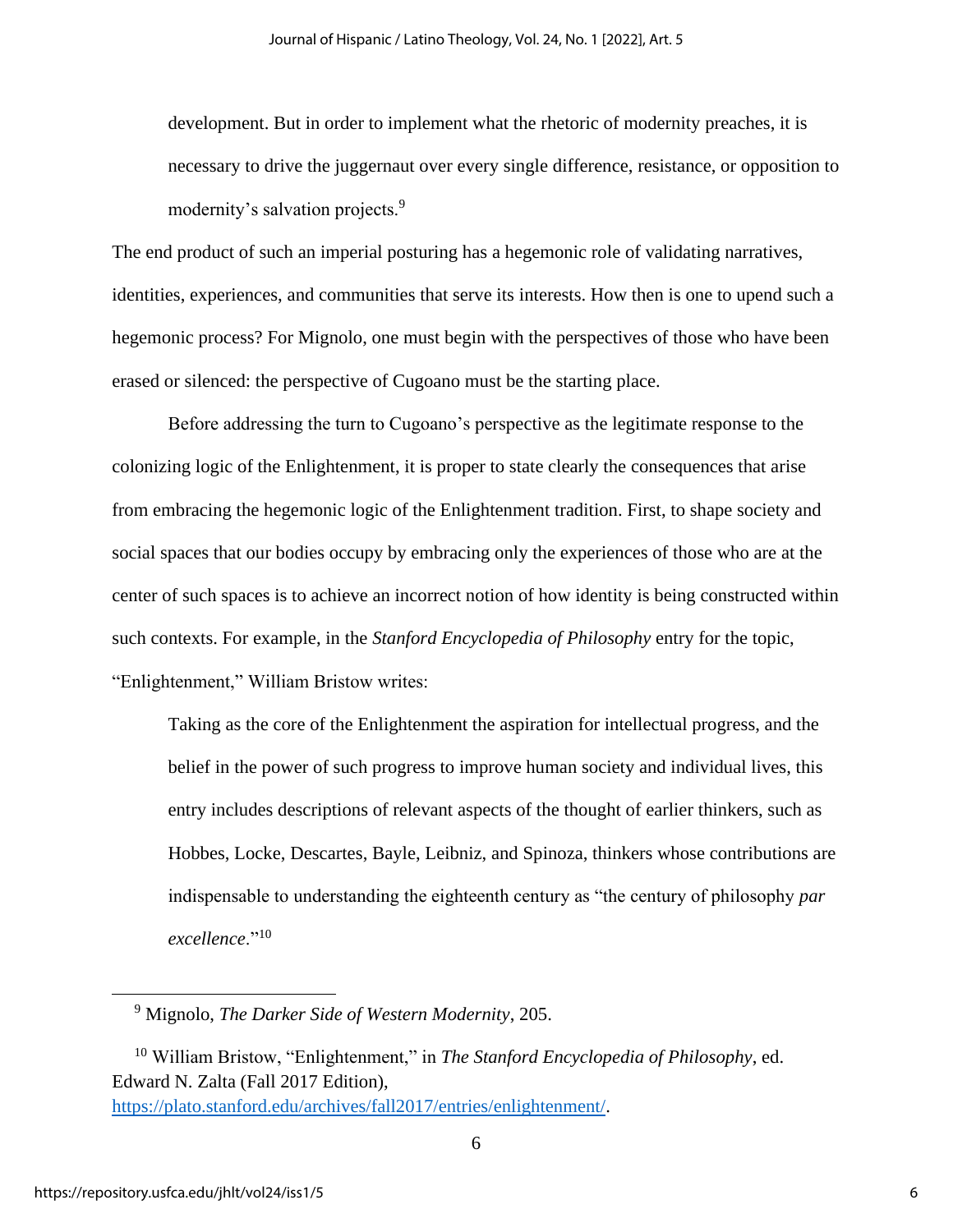> development. But in order to implement what the rhetoric of modernity preaches, it is necessary to drive the juggernaut over every single difference, resistance, or opposition to modernity's salvation projects.[9]

The end product of such an imperial posturing has a hegemonic role of validating narratives, identities, experiences, and communities that serve its interests. How then is one to upend such a hegemonic process? For Mignolo, one must begin with the perspectives of those who have been erased or silenced: the perspective of Cugoano must be the starting place.

Before addressing the turn to Cugoano's perspective as the legitimate response to the colonizing logic of the Enlightenment, it is proper to state clearly the consequences that arise from embracing the hegemonic logic of the Enlightenment tradition. First, to shape society and social spaces that our bodies occupy by embracing only the experiences of those who are at the center of such spaces is to achieve an incorrect notion of how identity is being constructed within such contexts. For example, in the *Stanford Encyclopedia of Philosophy* entry for the topic, "Enlightenment," William Bristow writes:

> Taking as the core of the Enlightenment the aspiration for intellectual progress, and the belief in the power of such progress to improve human society and individual lives, this entry includes descriptions of relevant aspects of the thought of earlier thinkers, such as Hobbes, Locke, Descartes, Bayle, Leibniz, and Spinoza, thinkers whose contributions are indispensable to understanding the eighteenth century as "the century of philosophy *par excellence*."[10]

---

[9] Mignolo, *The Darker Side of Western Modernity*, 205.

[10] William Bristow, "Enlightenment," in *The Stanford Encyclopedia of Philosophy*, ed. Edward N. Zalta (Fall 2017 Edition), https://plato.stanford.edu/archives/fall2017/entries/enlightenment/.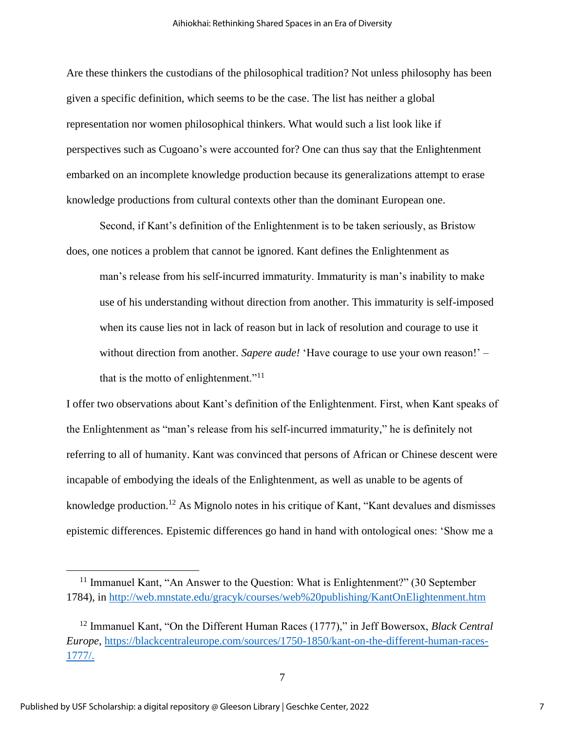Are these thinkers the custodians of the philosophical tradition? Not unless philosophy has been given a specific definition, which seems to be the case. The list has neither a global representation nor women philosophical thinkers. What would such a list look like if perspectives such as Cugoano's were accounted for? One can thus say that the Enlightenment embarked on an incomplete knowledge production because its generalizations attempt to erase knowledge productions from cultural contexts other than the dominant European one.

Second, if Kant's definition of the Enlightenment is to be taken seriously, as Bristow does, one notices a problem that cannot be ignored. Kant defines the Enlightenment as

> man's release from his self-incurred immaturity. Immaturity is man's inability to make use of his understanding without direction from another. This immaturity is self-imposed when its cause lies not in lack of reason but in lack of resolution and courage to use it without direction from another. *Sapere aude!* 'Have courage to use your own reason!' – that is the motto of enlightenment."[11]

I offer two observations about Kant's definition of the Enlightenment. First, when Kant speaks of the Enlightenment as "man's release from his self-incurred immaturity," he is definitely not referring to all of humanity. Kant was convinced that persons of African or Chinese descent were incapable of embodying the ideals of the Enlightenment, as well as unable to be agents of knowledge production.[12] As Mignolo notes in his critique of Kant, "Kant devalues and dismisses epistemic differences. Epistemic differences go hand in hand with ontological ones: 'Show me a

---

[11] Immanuel Kant, "An Answer to the Question: What is Enlightenment?" (30 September 1784), in http://web.mnstate.edu/gracyk/courses/web%20publishing/KantOnElightenment.htm

[12] Immanuel Kant, "On the Different Human Races (1777)," in Jeff Bowersox, *Black Central Europe*, https://blackcentraleurope.com/sources/1750-1850/kant-on-the-different-human-races-1777/.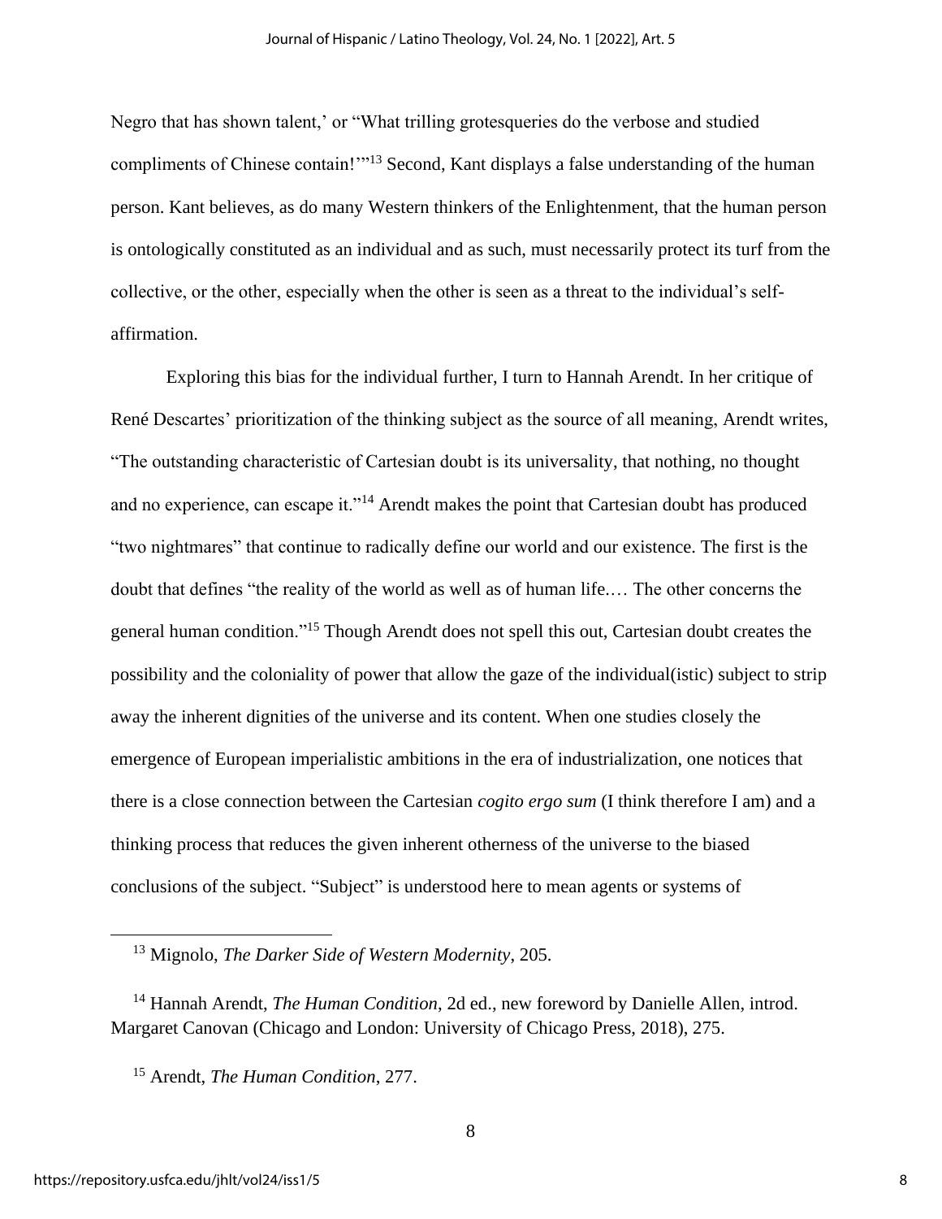Negro that has shown talent,' or "What trilling grotesqueries do the verbose and studied compliments of Chinese contain!'"[13] Second, Kant displays a false understanding of the human person. Kant believes, as do many Western thinkers of the Enlightenment, that the human person is ontologically constituted as an individual and as such, must necessarily protect its turf from the collective, or the other, especially when the other is seen as a threat to the individual's self-affirmation.

Exploring this bias for the individual further, I turn to Hannah Arendt. In her critique of René Descartes' prioritization of the thinking subject as the source of all meaning, Arendt writes, "The outstanding characteristic of Cartesian doubt is its universality, that nothing, no thought and no experience, can escape it."[14] Arendt makes the point that Cartesian doubt has produced "two nightmares" that continue to radically define our world and our existence. The first is the doubt that defines "the reality of the world as well as of human life.… The other concerns the general human condition."[15] Though Arendt does not spell this out, Cartesian doubt creates the possibility and the coloniality of power that allow the gaze of the individual(istic) subject to strip away the inherent dignities of the universe and its content. When one studies closely the emergence of European imperialistic ambitions in the era of industrialization, one notices that there is a close connection between the Cartesian *cogito ergo sum* (I think therefore I am) and a thinking process that reduces the given inherent otherness of the universe to the biased conclusions of the subject. "Subject" is understood here to mean agents or systems of

---

[13] Mignolo, *The Darker Side of Western Modernity*, 205.

[14] Hannah Arendt, *The Human Condition*, 2d ed., new foreword by Danielle Allen, introd. Margaret Canovan (Chicago and London: University of Chicago Press, 2018), 275.

[15] Arendt, *The Human Condition*, 277.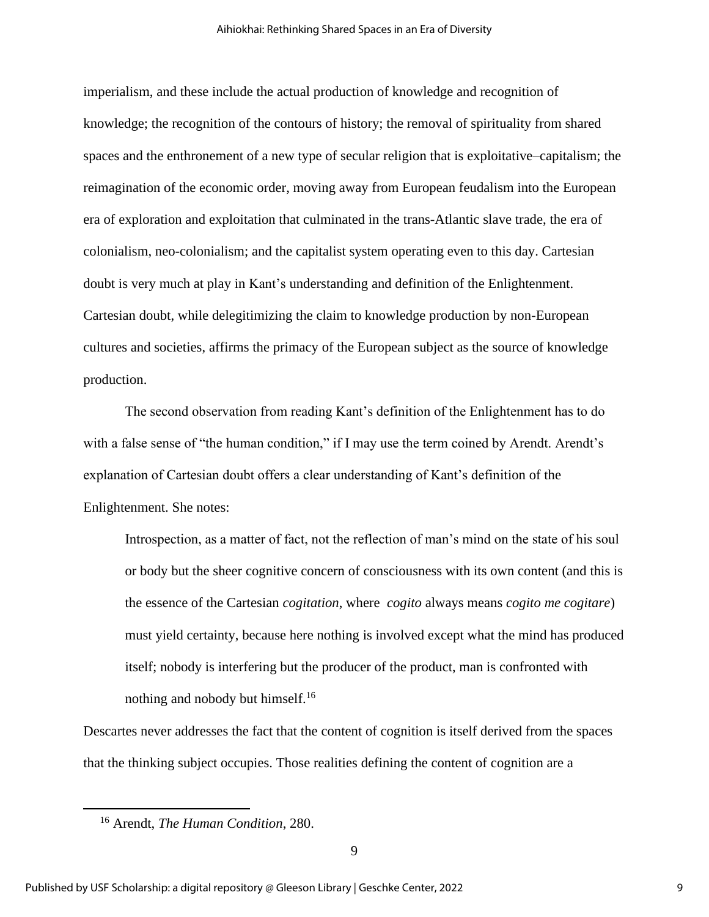imperialism, and these include the actual production of knowledge and recognition of knowledge; the recognition of the contours of history; the removal of spirituality from shared spaces and the enthronement of a new type of secular religion that is exploitative–capitalism; the reimagination of the economic order, moving away from European feudalism into the European era of exploration and exploitation that culminated in the trans-Atlantic slave trade, the era of colonialism, neo-colonialism; and the capitalist system operating even to this day. Cartesian doubt is very much at play in Kant's understanding and definition of the Enlightenment. Cartesian doubt, while delegitimizing the claim to knowledge production by non-European cultures and societies, affirms the primacy of the European subject as the source of knowledge production.

The second observation from reading Kant's definition of the Enlightenment has to do with a false sense of "the human condition," if I may use the term coined by Arendt. Arendt's explanation of Cartesian doubt offers a clear understanding of Kant's definition of the Enlightenment. She notes:

> Introspection, as a matter of fact, not the reflection of man's mind on the state of his soul or body but the sheer cognitive concern of consciousness with its own content (and this is the essence of the Cartesian *cogitation*, where *cogito* always means *cogito me cogitare*) must yield certainty, because here nothing is involved except what the mind has produced itself; nobody is interfering but the producer of the product, man is confronted with nothing and nobody but himself.[16]

Descartes never addresses the fact that the content of cognition is itself derived from the spaces that the thinking subject occupies. Those realities defining the content of cognition are a

[16] Arendt, *The Human Condition*, 280.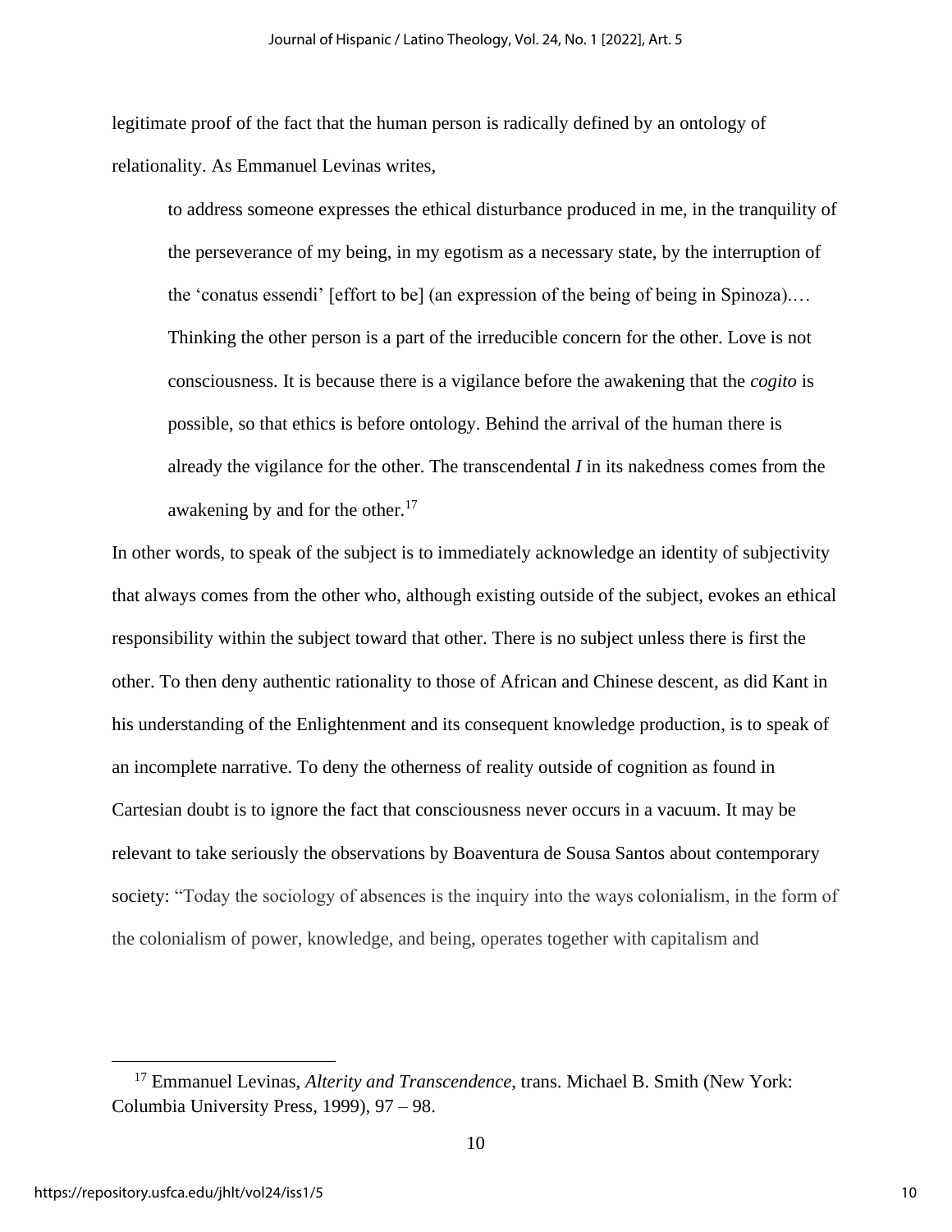legitimate proof of the fact that the human person is radically defined by an ontology of relationality. As Emmanuel Levinas writes,

> to address someone expresses the ethical disturbance produced in me, in the tranquility of the perseverance of my being, in my egotism as a necessary state, by the interruption of the 'conatus essendi' [effort to be] (an expression of the being of being in Spinoza).… Thinking the other person is a part of the irreducible concern for the other. Love is not consciousness. It is because there is a vigilance before the awakening that the *cogito* is possible, so that ethics is before ontology. Behind the arrival of the human there is already the vigilance for the other. The transcendental *I* in its nakedness comes from the awakening by and for the other.[17]

In other words, to speak of the subject is to immediately acknowledge an identity of subjectivity that always comes from the other who, although existing outside of the subject, evokes an ethical responsibility within the subject toward that other. There is no subject unless there is first the other. To then deny authentic rationality to those of African and Chinese descent, as did Kant in his understanding of the Enlightenment and its consequent knowledge production, is to speak of an incomplete narrative. To deny the otherness of reality outside of cognition as found in Cartesian doubt is to ignore the fact that consciousness never occurs in a vacuum. It may be relevant to take seriously the observations by Boaventura de Sousa Santos about contemporary society: "Today the sociology of absences is the inquiry into the ways colonialism, in the form of the colonialism of power, knowledge, and being, operates together with capitalism and

---

[17] Emmanuel Levinas, *Alterity and Transcendence*, trans. Michael B. Smith (New York: Columbia University Press, 1999), 97 – 98.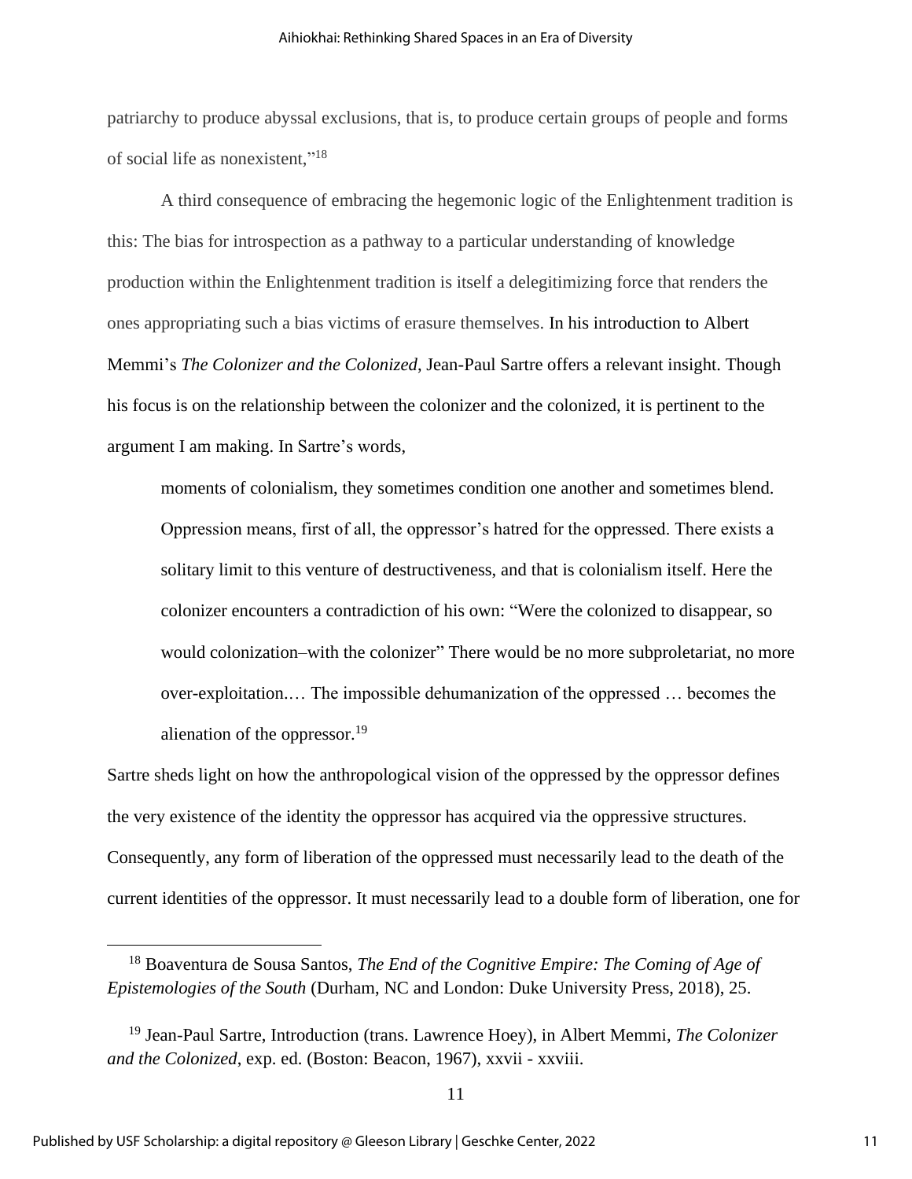patriarchy to produce abyssal exclusions, that is, to produce certain groups of people and forms of social life as nonexistent,"[18]

A third consequence of embracing the hegemonic logic of the Enlightenment tradition is this: The bias for introspection as a pathway to a particular understanding of knowledge production within the Enlightenment tradition is itself a delegitimizing force that renders the ones appropriating such a bias victims of erasure themselves. In his introduction to Albert Memmi's *The Colonizer and the Colonized*, Jean-Paul Sartre offers a relevant insight. Though his focus is on the relationship between the colonizer and the colonized, it is pertinent to the argument I am making. In Sartre's words,

> moments of colonialism, they sometimes condition one another and sometimes blend. Oppression means, first of all, the oppressor's hatred for the oppressed. There exists a solitary limit to this venture of destructiveness, and that is colonialism itself. Here the colonizer encounters a contradiction of his own: "Were the colonized to disappear, so would colonization–with the colonizer" There would be no more subproletariat, no more over-exploitation.… The impossible dehumanization of the oppressed … becomes the alienation of the oppressor.[19]

Sartre sheds light on how the anthropological vision of the oppressed by the oppressor defines the very existence of the identity the oppressor has acquired via the oppressive structures. Consequently, any form of liberation of the oppressed must necessarily lead to the death of the current identities of the oppressor. It must necessarily lead to a double form of liberation, one for

---

[18] Boaventura de Sousa Santos, *The End of the Cognitive Empire: The Coming of Age of Epistemologies of the South* (Durham, NC and London: Duke University Press, 2018), 25.

[19] Jean-Paul Sartre, Introduction (trans. Lawrence Hoey), in Albert Memmi, *The Colonizer and the Colonized*, exp. ed. (Boston: Beacon, 1967), xxvii - xxviii.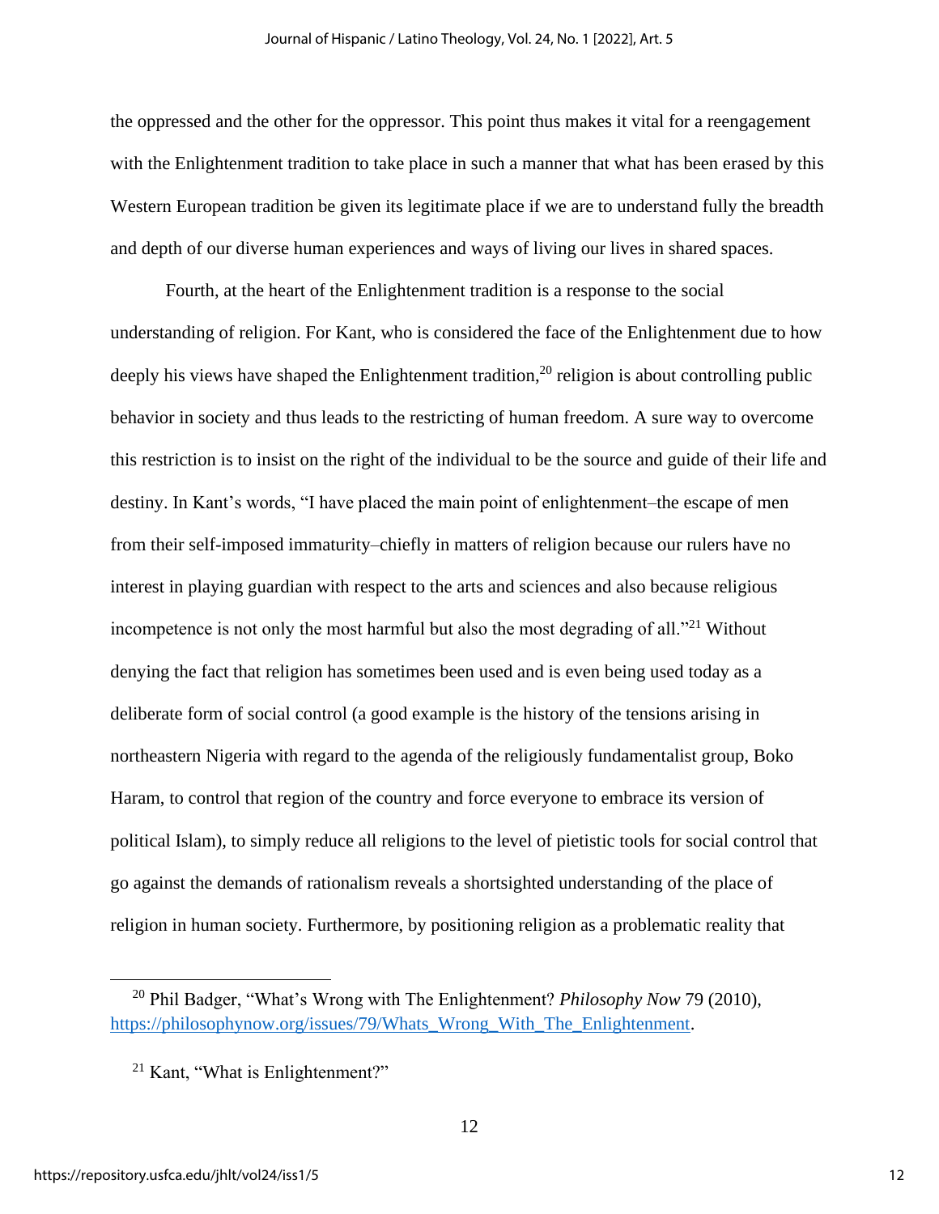the oppressed and the other for the oppressor. This point thus makes it vital for a reengagement with the Enlightenment tradition to take place in such a manner that what has been erased by this Western European tradition be given its legitimate place if we are to understand fully the breadth and depth of our diverse human experiences and ways of living our lives in shared spaces.

Fourth, at the heart of the Enlightenment tradition is a response to the social understanding of religion. For Kant, who is considered the face of the Enlightenment due to how deeply his views have shaped the Enlightenment tradition,[20] religion is about controlling public behavior in society and thus leads to the restricting of human freedom. A sure way to overcome this restriction is to insist on the right of the individual to be the source and guide of their life and destiny. In Kant's words, "I have placed the main point of enlightenment–the escape of men from their self-imposed immaturity–chiefly in matters of religion because our rulers have no interest in playing guardian with respect to the arts and sciences and also because religious incompetence is not only the most harmful but also the most degrading of all."[21] Without denying the fact that religion has sometimes been used and is even being used today as a deliberate form of social control (a good example is the history of the tensions arising in northeastern Nigeria with regard to the agenda of the religiously fundamentalist group, Boko Haram, to control that region of the country and force everyone to embrace its version of political Islam), to simply reduce all religions to the level of pietistic tools for social control that go against the demands of rationalism reveals a shortsighted understanding of the place of religion in human society. Furthermore, by positioning religion as a problematic reality that

---

[20] Phil Badger, "What's Wrong with The Enlightenment? *Philosophy Now* 79 (2010), https://philosophynow.org/issues/79/Whats_Wrong_With_The_Enlightenment.

[21] Kant, "What is Enlightenment?"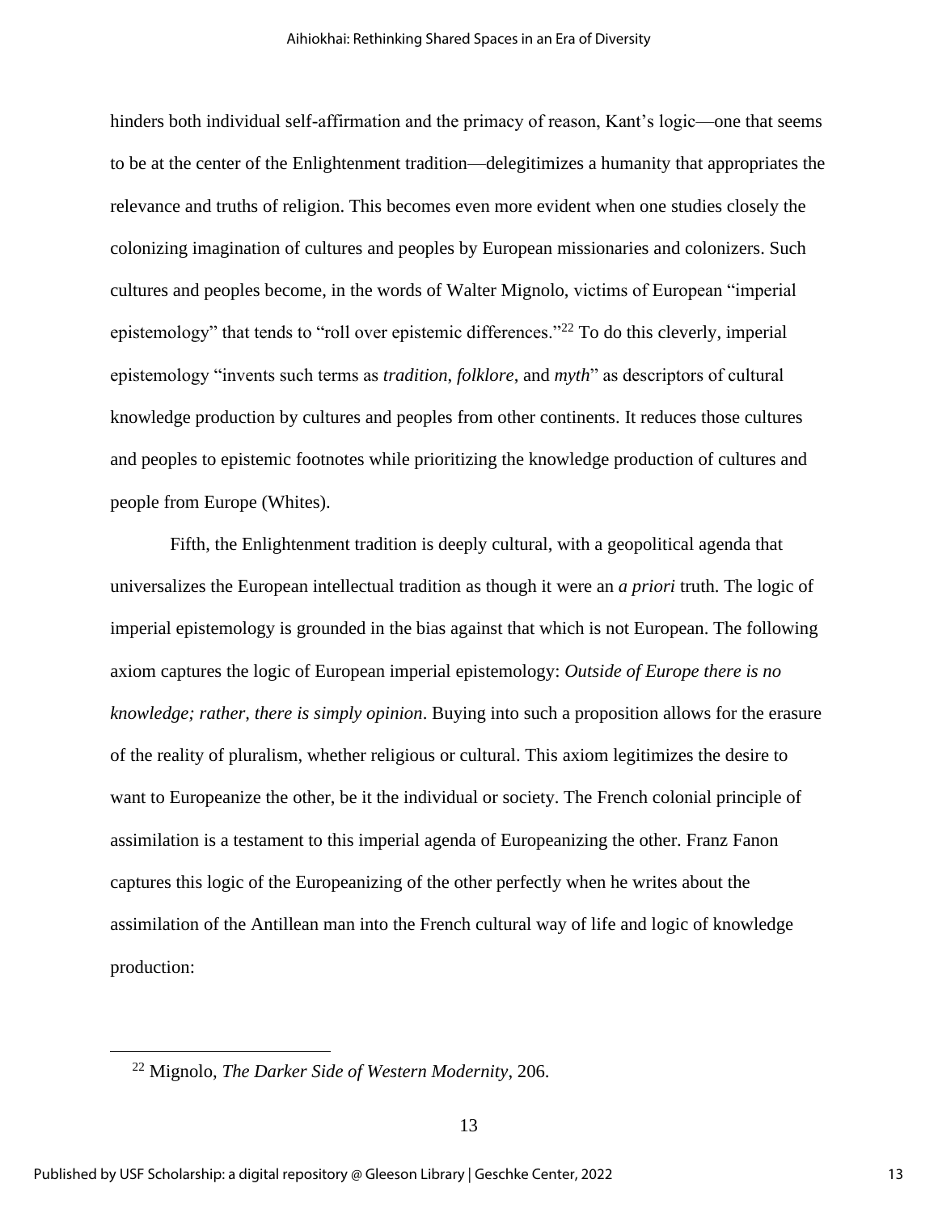hinders both individual self-affirmation and the primacy of reason, Kant's logic—one that seems to be at the center of the Enlightenment tradition—delegitimizes a humanity that appropriates the relevance and truths of religion. This becomes even more evident when one studies closely the colonizing imagination of cultures and peoples by European missionaries and colonizers. Such cultures and peoples become, in the words of Walter Mignolo, victims of European "imperial epistemology" that tends to "roll over epistemic differences."[22] To do this cleverly, imperial epistemology "invents such terms as *tradition*, *folklore*, and *myth*" as descriptors of cultural knowledge production by cultures and peoples from other continents. It reduces those cultures and peoples to epistemic footnotes while prioritizing the knowledge production of cultures and people from Europe (Whites).

Fifth, the Enlightenment tradition is deeply cultural, with a geopolitical agenda that universalizes the European intellectual tradition as though it were an *a priori* truth. The logic of imperial epistemology is grounded in the bias against that which is not European. The following axiom captures the logic of European imperial epistemology: *Outside of Europe there is no knowledge; rather, there is simply opinion*. Buying into such a proposition allows for the erasure of the reality of pluralism, whether religious or cultural. This axiom legitimizes the desire to want to Europeanize the other, be it the individual or society. The French colonial principle of assimilation is a testament to this imperial agenda of Europeanizing the other. Franz Fanon captures this logic of the Europeanizing of the other perfectly when he writes about the assimilation of the Antillean man into the French cultural way of life and logic of knowledge production:

---

[22] Mignolo, *The Darker Side of Western Modernity*, 206.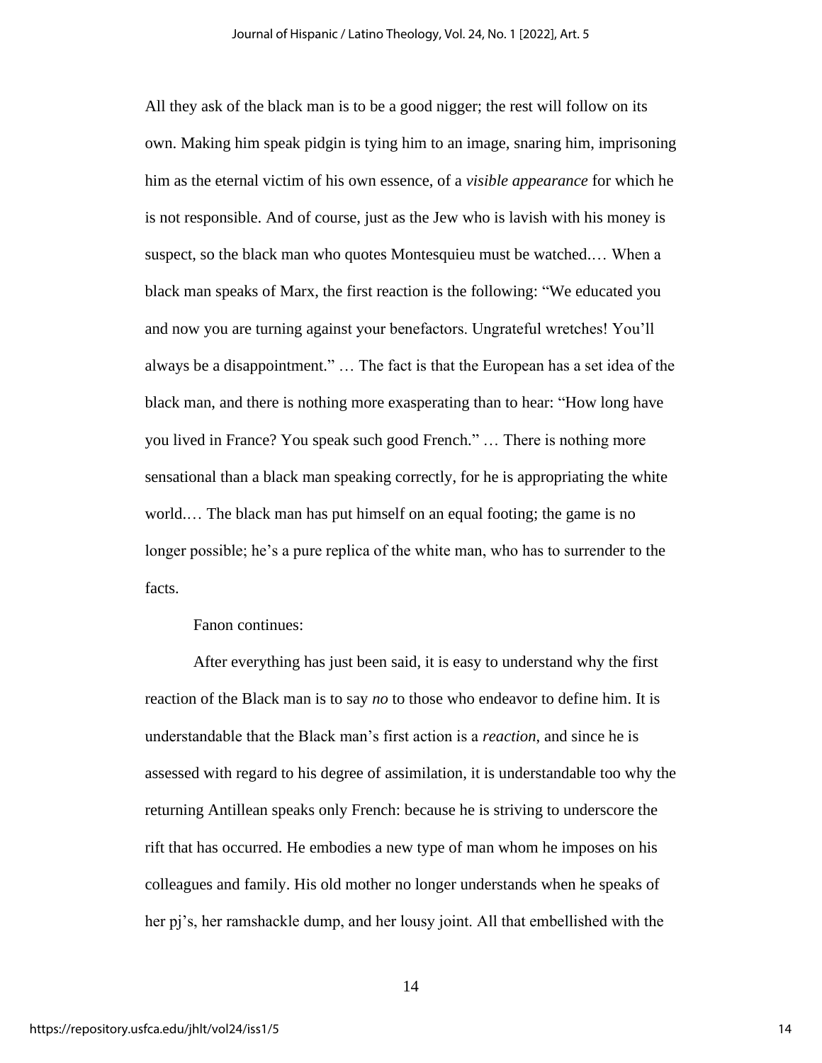All they ask of the black man is to be a good nigger; the rest will follow on its own. Making him speak pidgin is tying him to an image, snaring him, imprisoning him as the eternal victim of his own essence, of a *visible appearance* for which he is not responsible. And of course, just as the Jew who is lavish with his money is suspect, so the black man who quotes Montesquieu must be watched.… When a black man speaks of Marx, the first reaction is the following: "We educated you and now you are turning against your benefactors. Ungrateful wretches! You'll always be a disappointment." … The fact is that the European has a set idea of the black man, and there is nothing more exasperating than to hear: "How long have you lived in France? You speak such good French." … There is nothing more sensational than a black man speaking correctly, for he is appropriating the white world.… The black man has put himself on an equal footing; the game is no longer possible; he's a pure replica of the white man, who has to surrender to the facts.

Fanon continues:

After everything has just been said, it is easy to understand why the first reaction of the Black man is to say *no* to those who endeavor to define him. It is understandable that the Black man's first action is a *reaction*, and since he is assessed with regard to his degree of assimilation, it is understandable too why the returning Antillean speaks only French: because he is striving to underscore the rift that has occurred. He embodies a new type of man whom he imposes on his colleagues and family. His old mother no longer understands when he speaks of her pj's, her ramshackle dump, and her lousy joint. All that embellished with the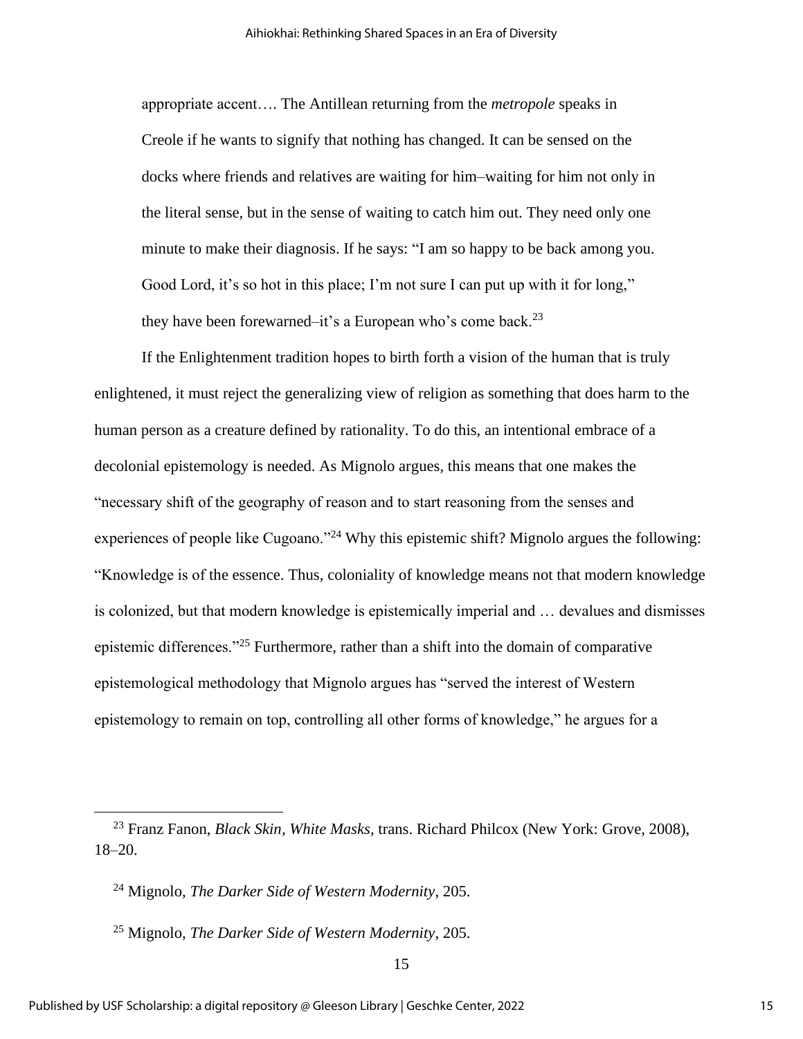> appropriate accent…. The Antillean returning from the *metropole* speaks in Creole if he wants to signify that nothing has changed. It can be sensed on the docks where friends and relatives are waiting for him–waiting for him not only in the literal sense, but in the sense of waiting to catch him out. They need only one minute to make their diagnosis. If he says: "I am so happy to be back among you. Good Lord, it's so hot in this place; I'm not sure I can put up with it for long," they have been forewarned–it's a European who's come back.[23]

If the Enlightenment tradition hopes to birth forth a vision of the human that is truly enlightened, it must reject the generalizing view of religion as something that does harm to the human person as a creature defined by rationality. To do this, an intentional embrace of a decolonial epistemology is needed. As Mignolo argues, this means that one makes the "necessary shift of the geography of reason and to start reasoning from the senses and experiences of people like Cugoano."[24] Why this epistemic shift? Mignolo argues the following: "Knowledge is of the essence. Thus, coloniality of knowledge means not that modern knowledge is colonized, but that modern knowledge is epistemically imperial and … devalues and dismisses epistemic differences."[25] Furthermore, rather than a shift into the domain of comparative epistemological methodology that Mignolo argues has "served the interest of Western epistemology to remain on top, controlling all other forms of knowledge," he argues for a

---

[23] Franz Fanon, *Black Skin, White Masks*, trans. Richard Philcox (New York: Grove, 2008), 18–20.

[24] Mignolo, *The Darker Side of Western Modernity*, 205.

[25] Mignolo, *The Darker Side of Western Modernity*, 205.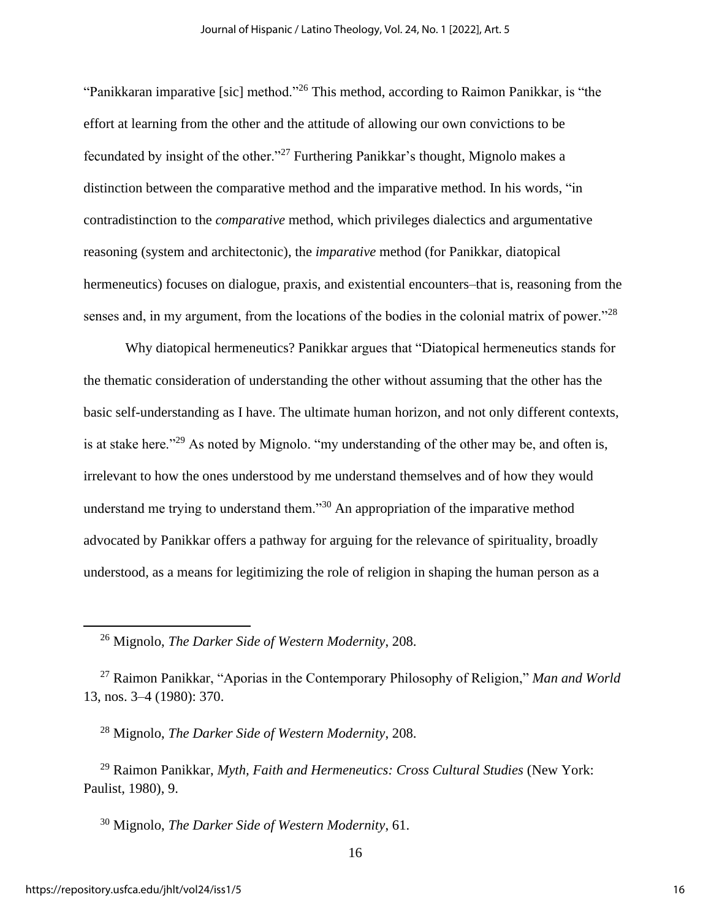"Panikkaran imparative [sic] method."[26] This method, according to Raimon Panikkar, is "the effort at learning from the other and the attitude of allowing our own convictions to be fecundated by insight of the other."[27] Furthering Panikkar's thought, Mignolo makes a distinction between the comparative method and the imparative method. In his words, "in contradistinction to the *comparative* method, which privileges dialectics and argumentative reasoning (system and architectonic), the *imparative* method (for Panikkar, diatopical hermeneutics) focuses on dialogue, praxis, and existential encounters–that is, reasoning from the senses and, in my argument, from the locations of the bodies in the colonial matrix of power."[28]

Why diatopical hermeneutics? Panikkar argues that "Diatopical hermeneutics stands for the thematic consideration of understanding the other without assuming that the other has the basic self-understanding as I have. The ultimate human horizon, and not only different contexts, is at stake here."[29] As noted by Mignolo. "my understanding of the other may be, and often is, irrelevant to how the ones understood by me understand themselves and of how they would understand me trying to understand them."[30] An appropriation of the imparative method advocated by Panikkar offers a pathway for arguing for the relevance of spirituality, broadly understood, as a means for legitimizing the role of religion in shaping the human person as a

---

[26] Mignolo, *The Darker Side of Western Modernity*, 208.

[27] Raimon Panikkar, "Aporias in the Contemporary Philosophy of Religion," *Man and World* 13, nos. 3–4 (1980): 370.

[28] Mignolo, *The Darker Side of Western Modernity*, 208.

[29] Raimon Panikkar, *Myth, Faith and Hermeneutics: Cross Cultural Studies* (New York: Paulist, 1980), 9.

[30] Mignolo, *The Darker Side of Western Modernity*, 61.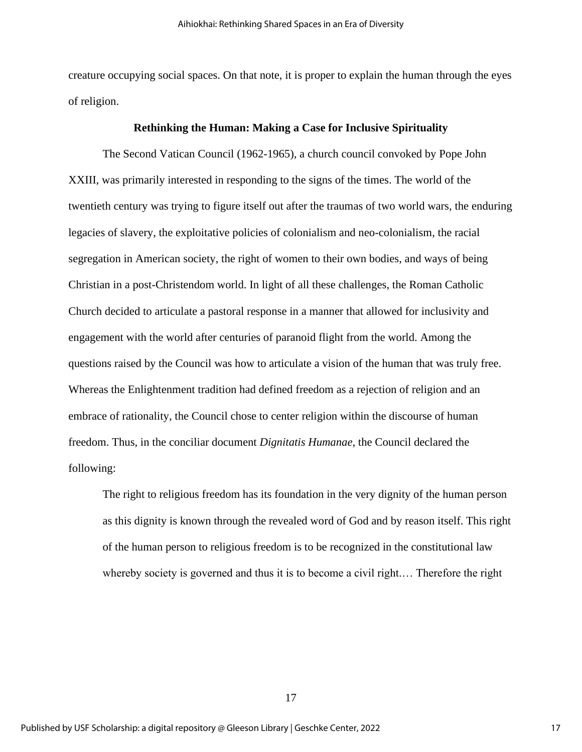creature occupying social spaces. On that note, it is proper to explain the human through the eyes of religion.

## Rethinking the Human: Making a Case for Inclusive Spirituality

The Second Vatican Council (1962-1965), a church council convoked by Pope John XXIII, was primarily interested in responding to the signs of the times. The world of the twentieth century was trying to figure itself out after the traumas of two world wars, the enduring legacies of slavery, the exploitative policies of colonialism and neo-colonialism, the racial segregation in American society, the right of women to their own bodies, and ways of being Christian in a post-Christendom world. In light of all these challenges, the Roman Catholic Church decided to articulate a pastoral response in a manner that allowed for inclusivity and engagement with the world after centuries of paranoid flight from the world. Among the questions raised by the Council was how to articulate a vision of the human that was truly free. Whereas the Enlightenment tradition had defined freedom as a rejection of religion and an embrace of rationality, the Council chose to center religion within the discourse of human freedom. Thus, in the conciliar document *Dignitatis Humanae*, the Council declared the following:

> The right to religious freedom has its foundation in the very dignity of the human person as this dignity is known through the revealed word of God and by reason itself. This right of the human person to religious freedom is to be recognized in the constitutional law whereby society is governed and thus it is to become a civil right.… Therefore the right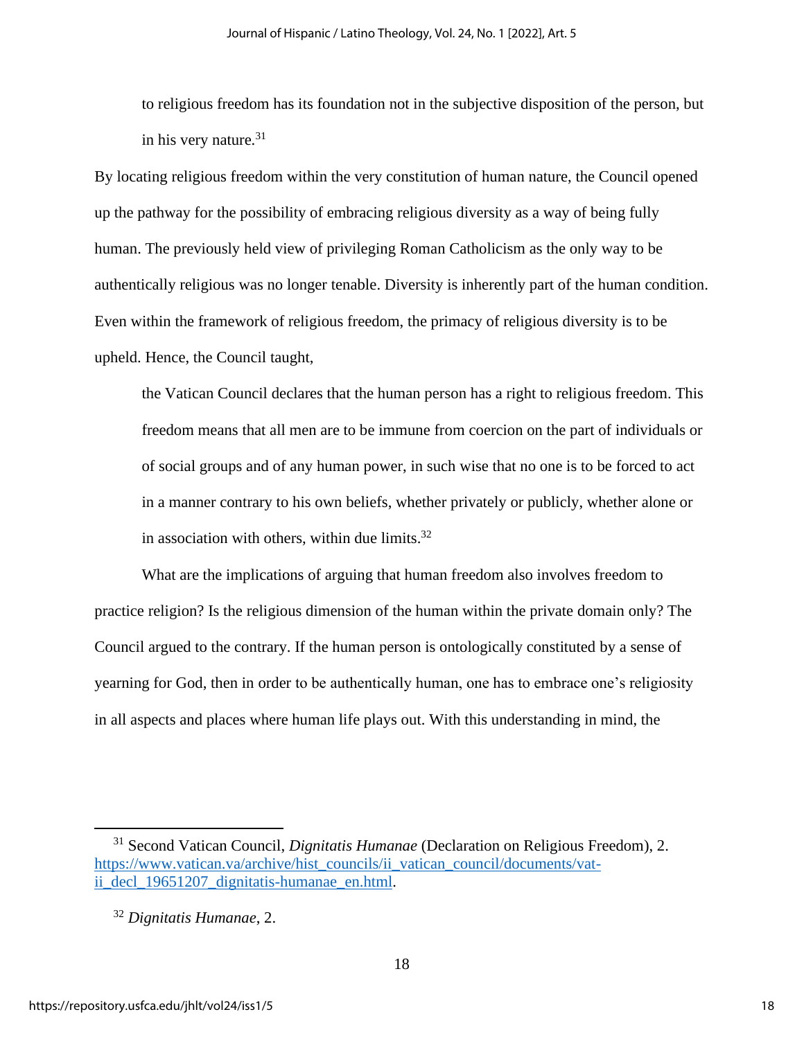> to religious freedom has its foundation not in the subjective disposition of the person, but in his very nature.[31]

By locating religious freedom within the very constitution of human nature, the Council opened up the pathway for the possibility of embracing religious diversity as a way of being fully human. The previously held view of privileging Roman Catholicism as the only way to be authentically religious was no longer tenable. Diversity is inherently part of the human condition. Even within the framework of religious freedom, the primacy of religious diversity is to be upheld. Hence, the Council taught,

> the Vatican Council declares that the human person has a right to religious freedom. This freedom means that all men are to be immune from coercion on the part of individuals or of social groups and of any human power, in such wise that no one is to be forced to act in a manner contrary to his own beliefs, whether privately or publicly, whether alone or in association with others, within due limits.[32]

What are the implications of arguing that human freedom also involves freedom to practice religion? Is the religious dimension of the human within the private domain only? The Council argued to the contrary. If the human person is ontologically constituted by a sense of yearning for God, then in order to be authentically human, one has to embrace one's religiosity in all aspects and places where human life plays out. With this understanding in mind, the

---

[31] Second Vatican Council, *Dignitatis Humanae* (Declaration on Religious Freedom), 2. https://www.vatican.va/archive/hist_councils/ii_vatican_council/documents/vat-ii_decl_19651207_dignitatis-humanae_en.html.

[32] *Dignitatis Humanae*, 2.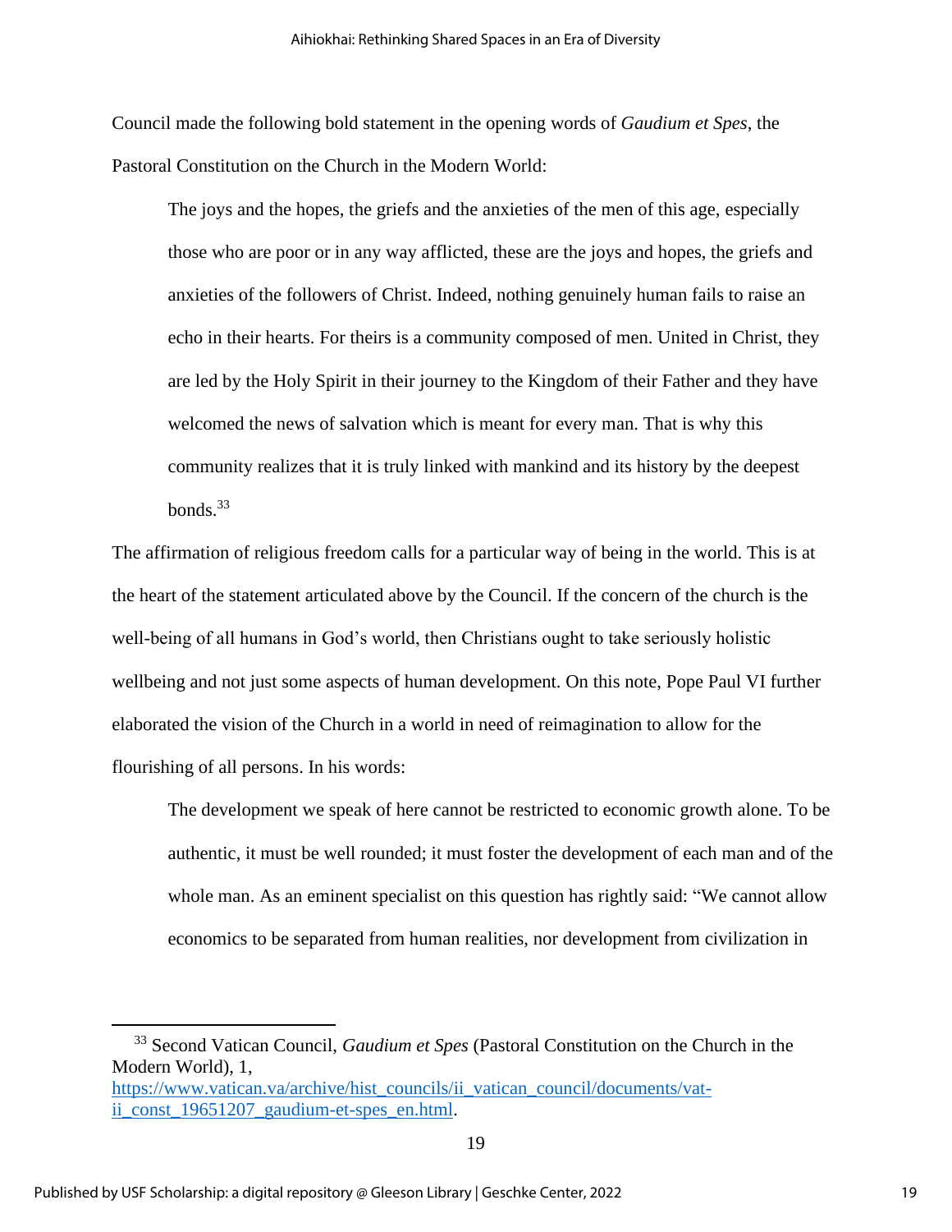Council made the following bold statement in the opening words of *Gaudium et Spes*, the Pastoral Constitution on the Church in the Modern World:

> The joys and the hopes, the griefs and the anxieties of the men of this age, especially those who are poor or in any way afflicted, these are the joys and hopes, the griefs and anxieties of the followers of Christ. Indeed, nothing genuinely human fails to raise an echo in their hearts. For theirs is a community composed of men. United in Christ, they are led by the Holy Spirit in their journey to the Kingdom of their Father and they have welcomed the news of salvation which is meant for every man. That is why this community realizes that it is truly linked with mankind and its history by the deepest bonds.[33]

The affirmation of religious freedom calls for a particular way of being in the world. This is at the heart of the statement articulated above by the Council. If the concern of the church is the well-being of all humans in God's world, then Christians ought to take seriously holistic wellbeing and not just some aspects of human development. On this note, Pope Paul VI further elaborated the vision of the Church in a world in need of reimagination to allow for the flourishing of all persons. In his words:

> The development we speak of here cannot be restricted to economic growth alone. To be authentic, it must be well rounded; it must foster the development of each man and of the whole man. As an eminent specialist on this question has rightly said: "We cannot allow economics to be separated from human realities, nor development from civilization in

---

[33] Second Vatican Council, *Gaudium et Spes* (Pastoral Constitution on the Church in the Modern World), 1, https://www.vatican.va/archive/hist_councils/ii_vatican_council/documents/vat-ii_const_19651207_gaudium-et-spes_en.html.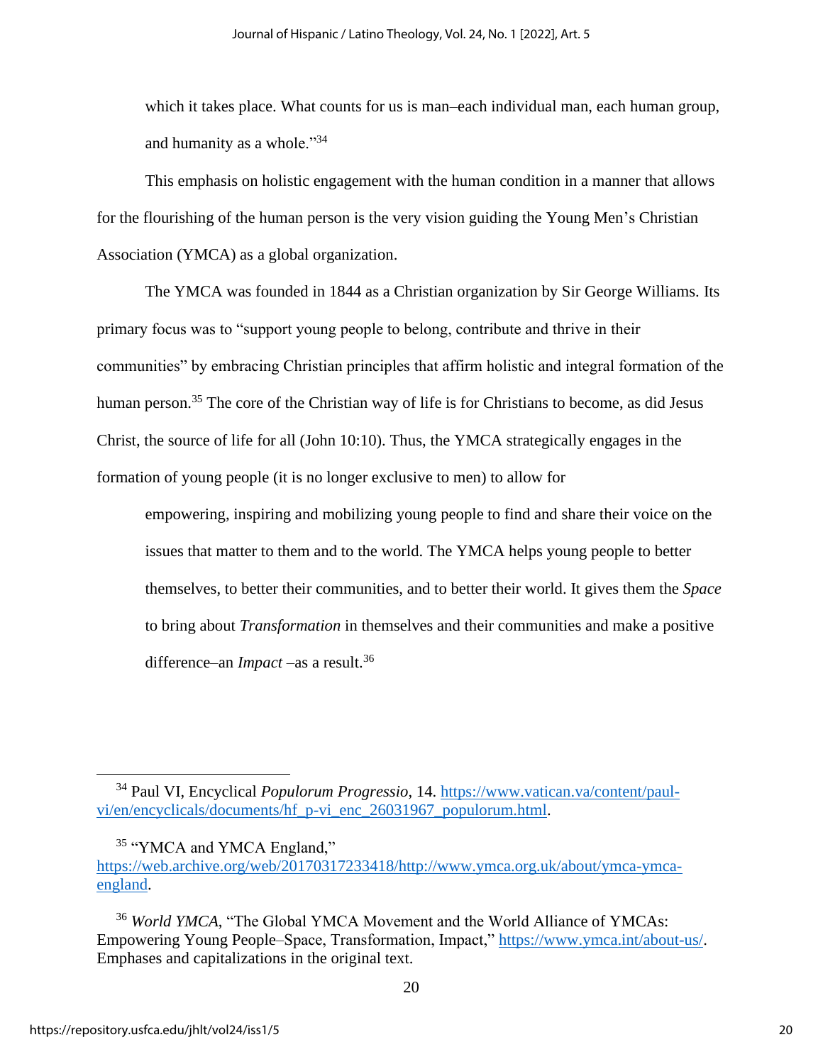which it takes place. What counts for us is man–each individual man, each human group, and humanity as a whole."[34]

This emphasis on holistic engagement with the human condition in a manner that allows for the flourishing of the human person is the very vision guiding the Young Men's Christian Association (YMCA) as a global organization.

The YMCA was founded in 1844 as a Christian organization by Sir George Williams. Its primary focus was to "support young people to belong, contribute and thrive in their communities" by embracing Christian principles that affirm holistic and integral formation of the human person.[35] The core of the Christian way of life is for Christians to become, as did Jesus Christ, the source of life for all (John 10:10). Thus, the YMCA strategically engages in the formation of young people (it is no longer exclusive to men) to allow for

> empowering, inspiring and mobilizing young people to find and share their voice on the issues that matter to them and to the world. The YMCA helps young people to better themselves, to better their communities, and to better their world. It gives them the *Space* to bring about *Transformation* in themselves and their communities and make a positive difference–an *Impact* –as a result.[36]

---

[34] Paul VI, Encyclical *Populorum Progressio*, 14. https://www.vatican.va/content/paul-vi/en/encyclicals/documents/hf_p-vi_enc_26031967_populorum.html.

[35] "YMCA and YMCA England," https://web.archive.org/web/20170317233418/http://www.ymca.org.uk/about/ymca-ymca-england.

[36] *World YMCA*, "The Global YMCA Movement and the World Alliance of YMCAs: Empowering Young People–Space, Transformation, Impact," https://www.ymca.int/about-us/. Emphases and capitalizations in the original text.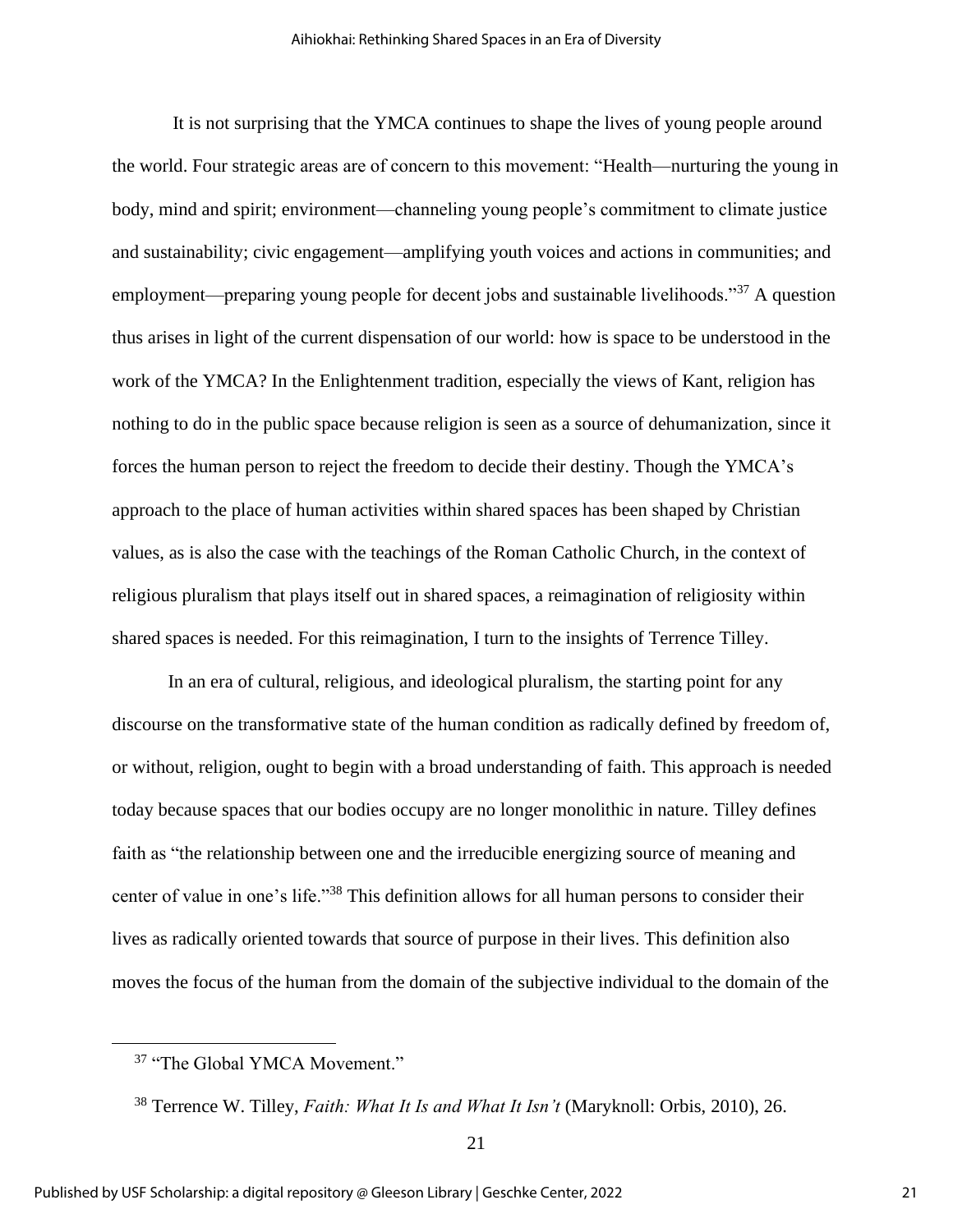It is not surprising that the YMCA continues to shape the lives of young people around the world. Four strategic areas are of concern to this movement: "Health—nurturing the young in body, mind and spirit; environment—channeling young people's commitment to climate justice and sustainability; civic engagement—amplifying youth voices and actions in communities; and employment—preparing young people for decent jobs and sustainable livelihoods."[37] A question thus arises in light of the current dispensation of our world: how is space to be understood in the work of the YMCA? In the Enlightenment tradition, especially the views of Kant, religion has nothing to do in the public space because religion is seen as a source of dehumanization, since it forces the human person to reject the freedom to decide their destiny. Though the YMCA's approach to the place of human activities within shared spaces has been shaped by Christian values, as is also the case with the teachings of the Roman Catholic Church, in the context of religious pluralism that plays itself out in shared spaces, a reimagination of religiosity within shared spaces is needed. For this reimagination, I turn to the insights of Terrence Tilley.

In an era of cultural, religious, and ideological pluralism, the starting point for any discourse on the transformative state of the human condition as radically defined by freedom of, or without, religion, ought to begin with a broad understanding of faith. This approach is needed today because spaces that our bodies occupy are no longer monolithic in nature. Tilley defines faith as "the relationship between one and the irreducible energizing source of meaning and center of value in one's life."[38] This definition allows for all human persons to consider their lives as radically oriented towards that source of purpose in their lives. This definition also moves the focus of the human from the domain of the subjective individual to the domain of the

---

[37] "The Global YMCA Movement."

[38] Terrence W. Tilley, *Faith: What It Is and What It Isn't* (Maryknoll: Orbis, 2010), 26.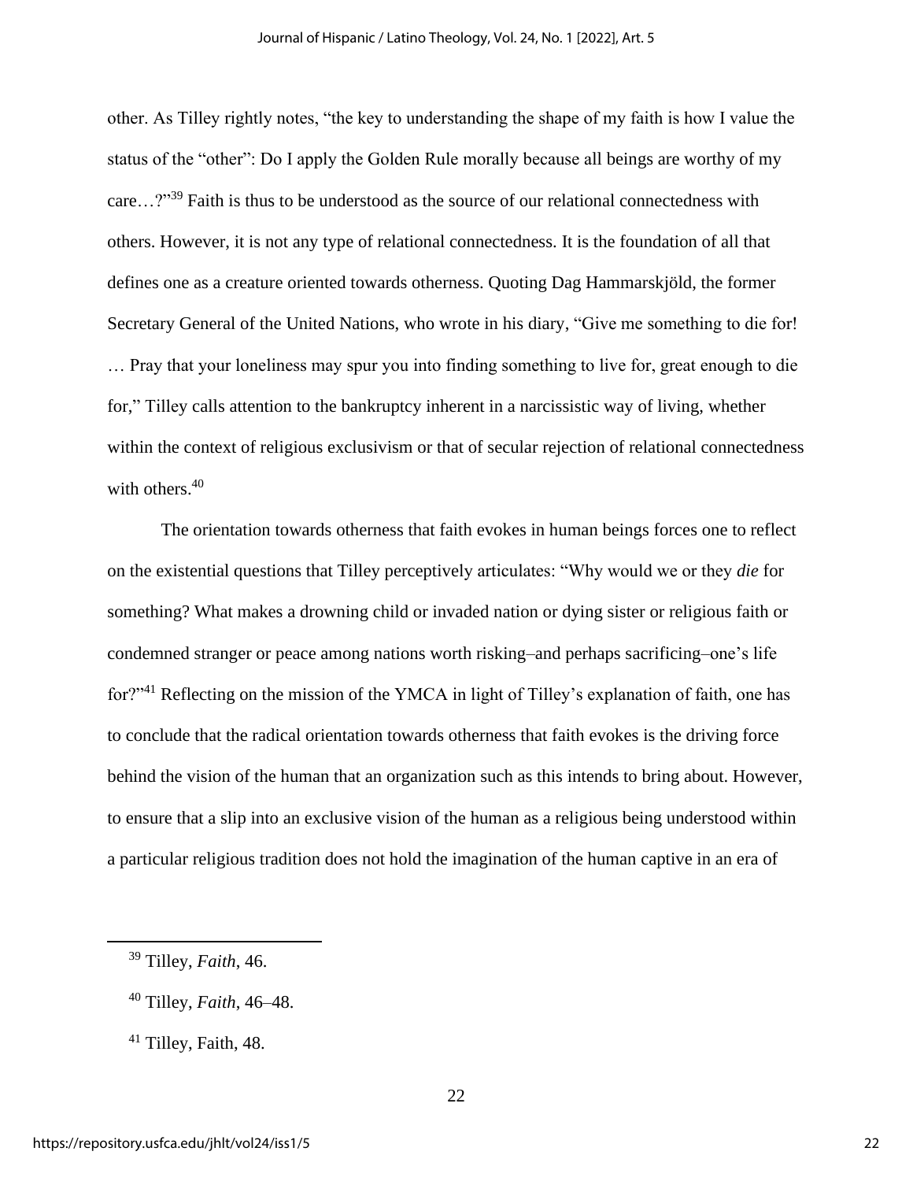other. As Tilley rightly notes, "the key to understanding the shape of my faith is how I value the status of the "other": Do I apply the Golden Rule morally because all beings are worthy of my care…?"[39] Faith is thus to be understood as the source of our relational connectedness with others. However, it is not any type of relational connectedness. It is the foundation of all that defines one as a creature oriented towards otherness. Quoting Dag Hammarskjöld, the former Secretary General of the United Nations, who wrote in his diary, "Give me something to die for! … Pray that your loneliness may spur you into finding something to live for, great enough to die for," Tilley calls attention to the bankruptcy inherent in a narcissistic way of living, whether within the context of religious exclusivism or that of secular rejection of relational connectedness with others.[40]

The orientation towards otherness that faith evokes in human beings forces one to reflect on the existential questions that Tilley perceptively articulates: "Why would we or they *die* for something? What makes a drowning child or invaded nation or dying sister or religious faith or condemned stranger or peace among nations worth risking–and perhaps sacrificing–one's life for?"[41] Reflecting on the mission of the YMCA in light of Tilley's explanation of faith, one has to conclude that the radical orientation towards otherness that faith evokes is the driving force behind the vision of the human that an organization such as this intends to bring about. However, to ensure that a slip into an exclusive vision of the human as a religious being understood within a particular religious tradition does not hold the imagination of the human captive in an era of

---

[39] Tilley, *Faith*, 46.

[40] Tilley, *Faith*, 46–48.

[41] Tilley, Faith, 48.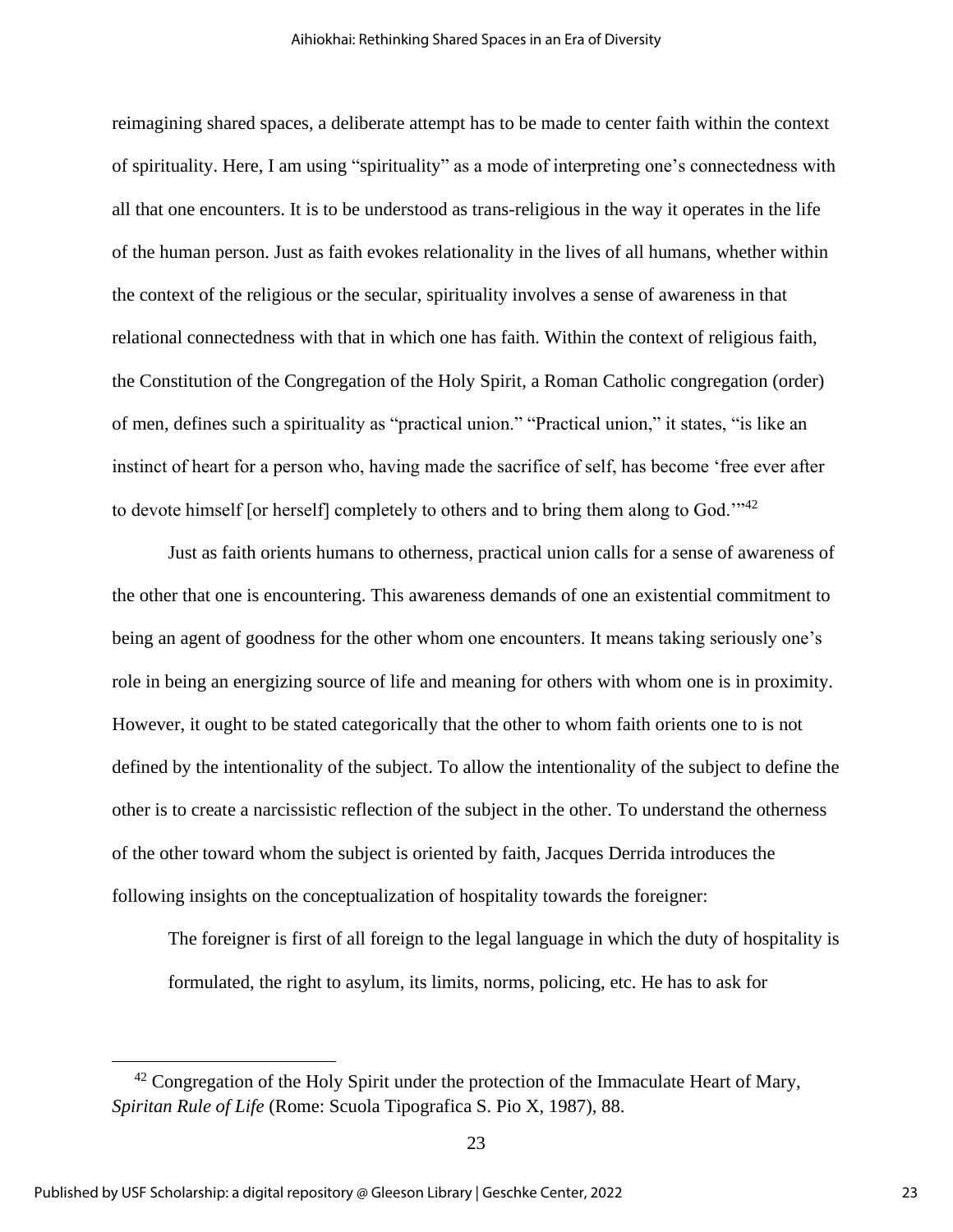reimagining shared spaces, a deliberate attempt has to be made to center faith within the context of spirituality. Here, I am using "spirituality" as a mode of interpreting one's connectedness with all that one encounters. It is to be understood as trans-religious in the way it operates in the life of the human person. Just as faith evokes relationality in the lives of all humans, whether within the context of the religious or the secular, spirituality involves a sense of awareness in that relational connectedness with that in which one has faith. Within the context of religious faith, the Constitution of the Congregation of the Holy Spirit, a Roman Catholic congregation (order) of men, defines such a spirituality as "practical union." "Practical union," it states, "is like an instinct of heart for a person who, having made the sacrifice of self, has become 'free ever after to devote himself [or herself] completely to others and to bring them along to God.'"[42]

Just as faith orients humans to otherness, practical union calls for a sense of awareness of the other that one is encountering. This awareness demands of one an existential commitment to being an agent of goodness for the other whom one encounters. It means taking seriously one's role in being an energizing source of life and meaning for others with whom one is in proximity. However, it ought to be stated categorically that the other to whom faith orients one to is not defined by the intentionality of the subject. To allow the intentionality of the subject to define the other is to create a narcissistic reflection of the subject in the other. To understand the otherness of the other toward whom the subject is oriented by faith, Jacques Derrida introduces the following insights on the conceptualization of hospitality towards the foreigner:

> The foreigner is first of all foreign to the legal language in which the duty of hospitality is formulated, the right to asylum, its limits, norms, policing, etc. He has to ask for

[42] Congregation of the Holy Spirit under the protection of the Immaculate Heart of Mary, *Spiritan Rule of Life* (Rome: Scuola Tipografica S. Pio X, 1987), 88.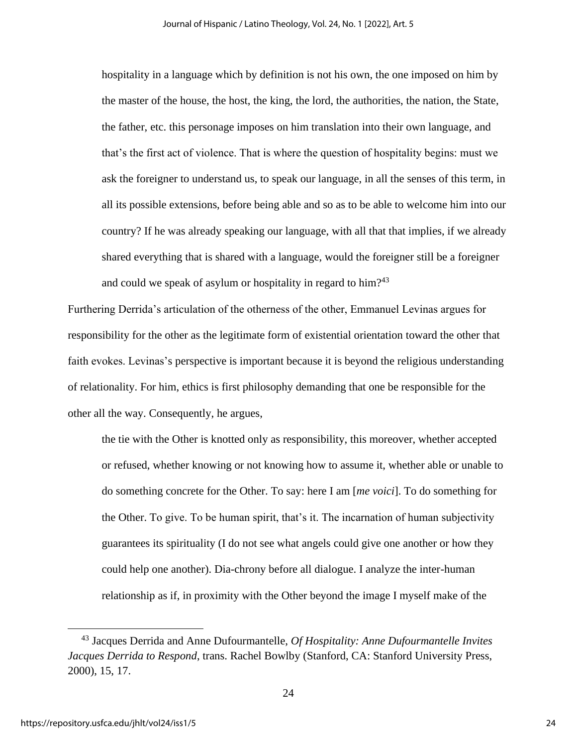> hospitality in a language which by definition is not his own, the one imposed on him by the master of the house, the host, the king, the lord, the authorities, the nation, the State, the father, etc. this personage imposes on him translation into their own language, and that's the first act of violence. That is where the question of hospitality begins: must we ask the foreigner to understand us, to speak our language, in all the senses of this term, in all its possible extensions, before being able and so as to be able to welcome him into our country? If he was already speaking our language, with all that that implies, if we already shared everything that is shared with a language, would the foreigner still be a foreigner and could we speak of asylum or hospitality in regard to him?[43]

Furthering Derrida's articulation of the otherness of the other, Emmanuel Levinas argues for responsibility for the other as the legitimate form of existential orientation toward the other that faith evokes. Levinas's perspective is important because it is beyond the religious understanding of relationality. For him, ethics is first philosophy demanding that one be responsible for the other all the way. Consequently, he argues,

> the tie with the Other is knotted only as responsibility, this moreover, whether accepted or refused, whether knowing or not knowing how to assume it, whether able or unable to do something concrete for the Other. To say: here I am [*me voici*]. To do something for the Other. To give. To be human spirit, that's it. The incarnation of human subjectivity guarantees its spirituality (I do not see what angels could give one another or how they could help one another). Dia-chrony before all dialogue. I analyze the inter-human relationship as if, in proximity with the Other beyond the image I myself make of the

[43] Jacques Derrida and Anne Dufourmantelle, *Of Hospitality: Anne Dufourmantelle Invites Jacques Derrida to Respond*, trans. Rachel Bowlby (Stanford, CA: Stanford University Press, 2000), 15, 17.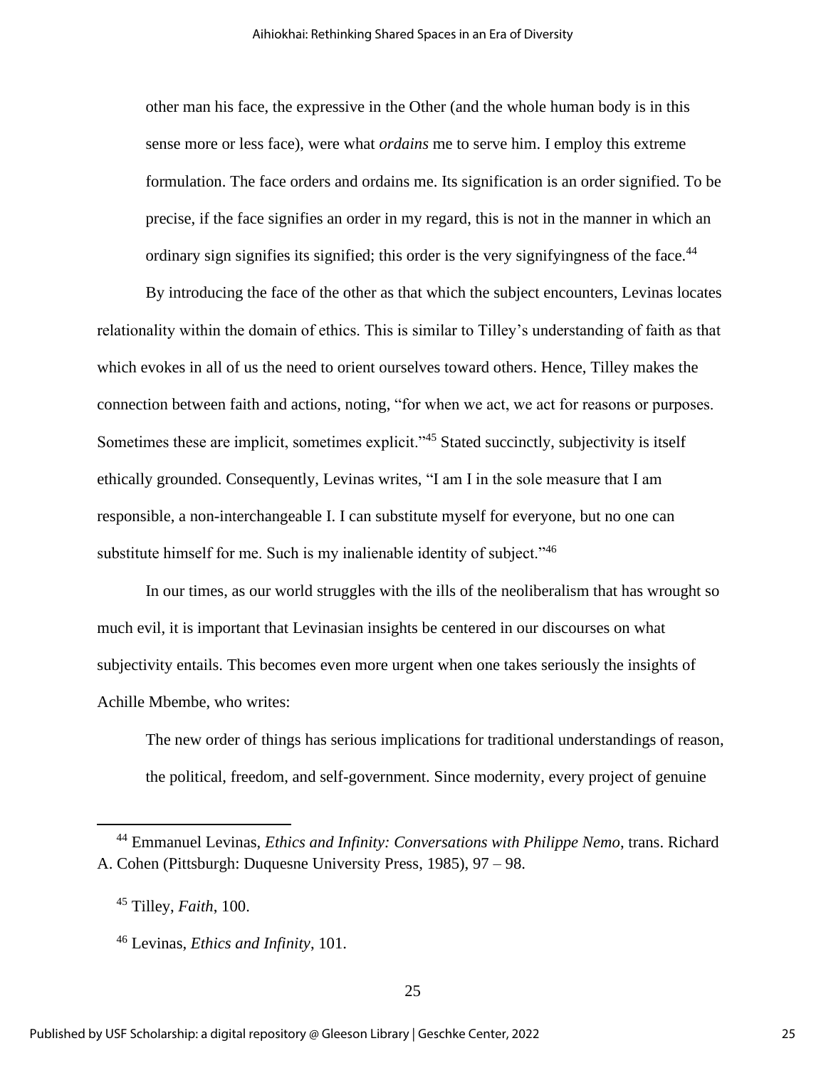> other man his face, the expressive in the Other (and the whole human body is in this sense more or less face), were what *ordains* me to serve him. I employ this extreme formulation. The face orders and ordains me. Its signification is an order signified. To be precise, if the face signifies an order in my regard, this is not in the manner in which an ordinary sign signifies its signified; this order is the very signifyingness of the face.[44]

By introducing the face of the other as that which the subject encounters, Levinas locates relationality within the domain of ethics. This is similar to Tilley's understanding of faith as that which evokes in all of us the need to orient ourselves toward others. Hence, Tilley makes the connection between faith and actions, noting, "for when we act, we act for reasons or purposes. Sometimes these are implicit, sometimes explicit."[45] Stated succinctly, subjectivity is itself ethically grounded. Consequently, Levinas writes, "I am I in the sole measure that I am responsible, a non-interchangeable I. I can substitute myself for everyone, but no one can substitute himself for me. Such is my inalienable identity of subject."[46]

In our times, as our world struggles with the ills of the neoliberalism that has wrought so much evil, it is important that Levinasian insights be centered in our discourses on what subjectivity entails. This becomes even more urgent when one takes seriously the insights of Achille Mbembe, who writes:

> The new order of things has serious implications for traditional understandings of reason, the political, freedom, and self-government. Since modernity, every project of genuine

---

[44] Emmanuel Levinas, *Ethics and Infinity: Conversations with Philippe Nemo*, trans. Richard A. Cohen (Pittsburgh: Duquesne University Press, 1985), 97 – 98.

[45] Tilley, *Faith*, 100.

[46] Levinas, *Ethics and Infinity*, 101.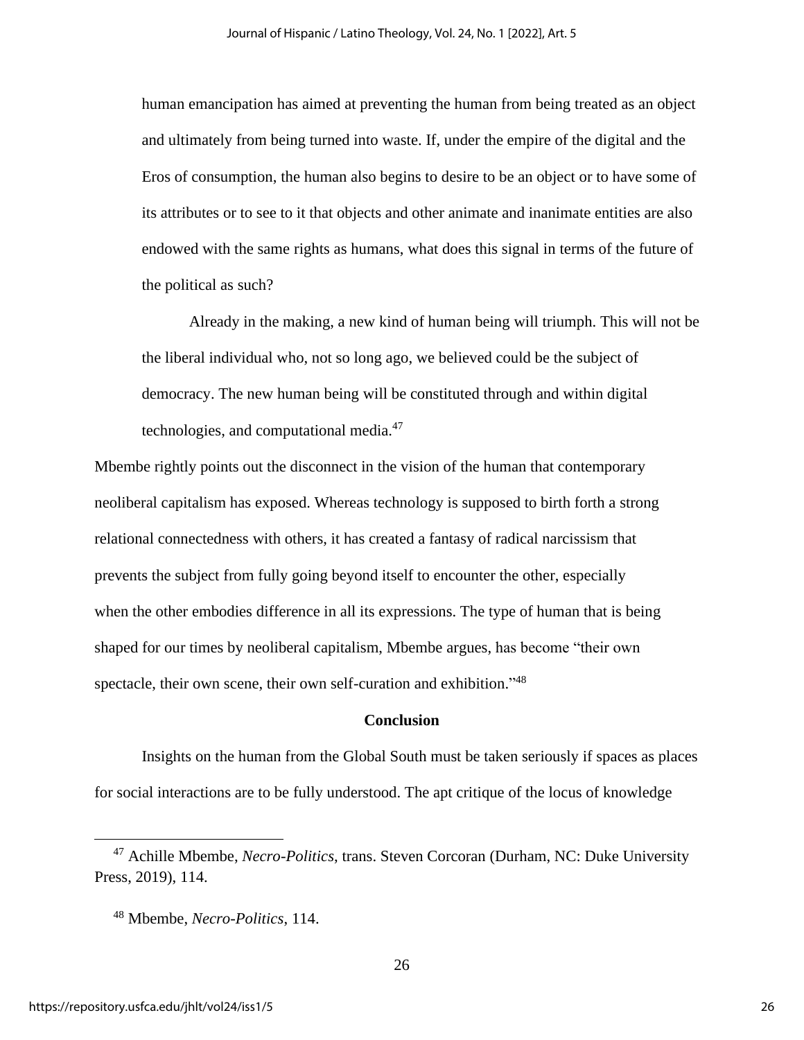> human emancipation has aimed at preventing the human from being treated as an object and ultimately from being turned into waste. If, under the empire of the digital and the Eros of consumption, the human also begins to desire to be an object or to have some of its attributes or to see to it that objects and other animate and inanimate entities are also endowed with the same rights as humans, what does this signal in terms of the future of the political as such?
>
> Already in the making, a new kind of human being will triumph. This will not be the liberal individual who, not so long ago, we believed could be the subject of democracy. The new human being will be constituted through and within digital technologies, and computational media.[47]

Mbembe rightly points out the disconnect in the vision of the human that contemporary neoliberal capitalism has exposed. Whereas technology is supposed to birth forth a strong relational connectedness with others, it has created a fantasy of radical narcissism that prevents the subject from fully going beyond itself to encounter the other, especially when the other embodies difference in all its expressions. The type of human that is being shaped for our times by neoliberal capitalism, Mbembe argues, has become "their own spectacle, their own scene, their own self-curation and exhibition."[48]

## Conclusion

Insights on the human from the Global South must be taken seriously if spaces as places for social interactions are to be fully understood. The apt critique of the locus of knowledge

---

[47] Achille Mbembe, *Necro-Politics*, trans. Steven Corcoran (Durham, NC: Duke University Press, 2019), 114.

[48] Mbembe, *Necro-Politics*, 114.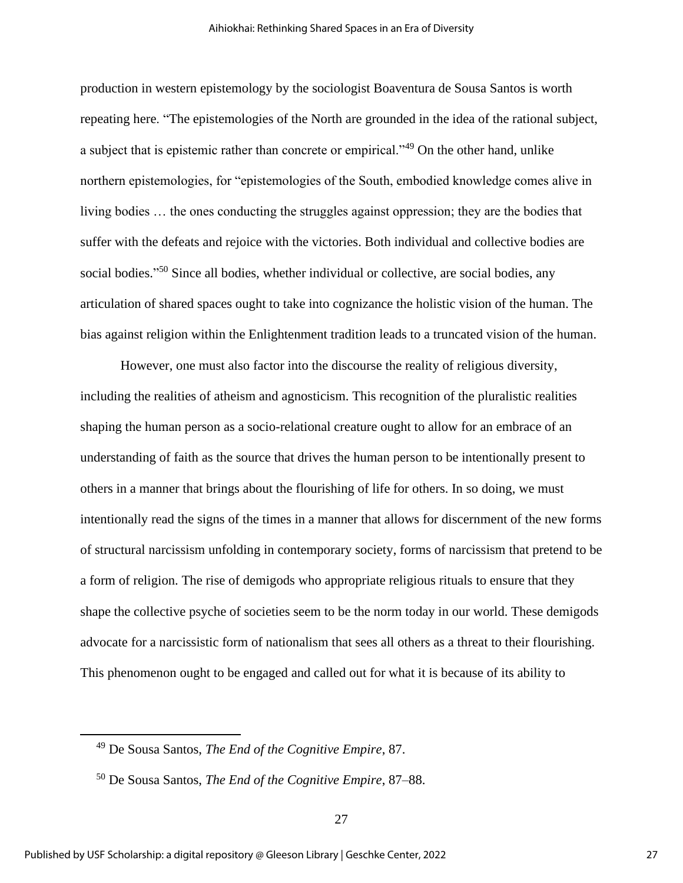production in western epistemology by the sociologist Boaventura de Sousa Santos is worth repeating here. “The epistemologies of the North are grounded in the idea of the rational subject, a subject that is epistemic rather than concrete or empirical.”[49] On the other hand, unlike northern epistemologies, for “epistemologies of the South, embodied knowledge comes alive in living bodies … the ones conducting the struggles against oppression; they are the bodies that suffer with the defeats and rejoice with the victories. Both individual and collective bodies are social bodies.”[50] Since all bodies, whether individual or collective, are social bodies, any articulation of shared spaces ought to take into cognizance the holistic vision of the human. The bias against religion within the Enlightenment tradition leads to a truncated vision of the human.

However, one must also factor into the discourse the reality of religious diversity, including the realities of atheism and agnosticism. This recognition of the pluralistic realities shaping the human person as a socio-relational creature ought to allow for an embrace of an understanding of faith as the source that drives the human person to be intentionally present to others in a manner that brings about the flourishing of life for others. In so doing, we must intentionally read the signs of the times in a manner that allows for discernment of the new forms of structural narcissism unfolding in contemporary society, forms of narcissism that pretend to be a form of religion. The rise of demigods who appropriate religious rituals to ensure that they shape the collective psyche of societies seem to be the norm today in our world. These demigods advocate for a narcissistic form of nationalism that sees all others as a threat to their flourishing. This phenomenon ought to be engaged and called out for what it is because of its ability to

---

[49] De Sousa Santos, *The End of the Cognitive Empire*, 87.

[50] De Sousa Santos, *The End of the Cognitive Empire*, 87–88.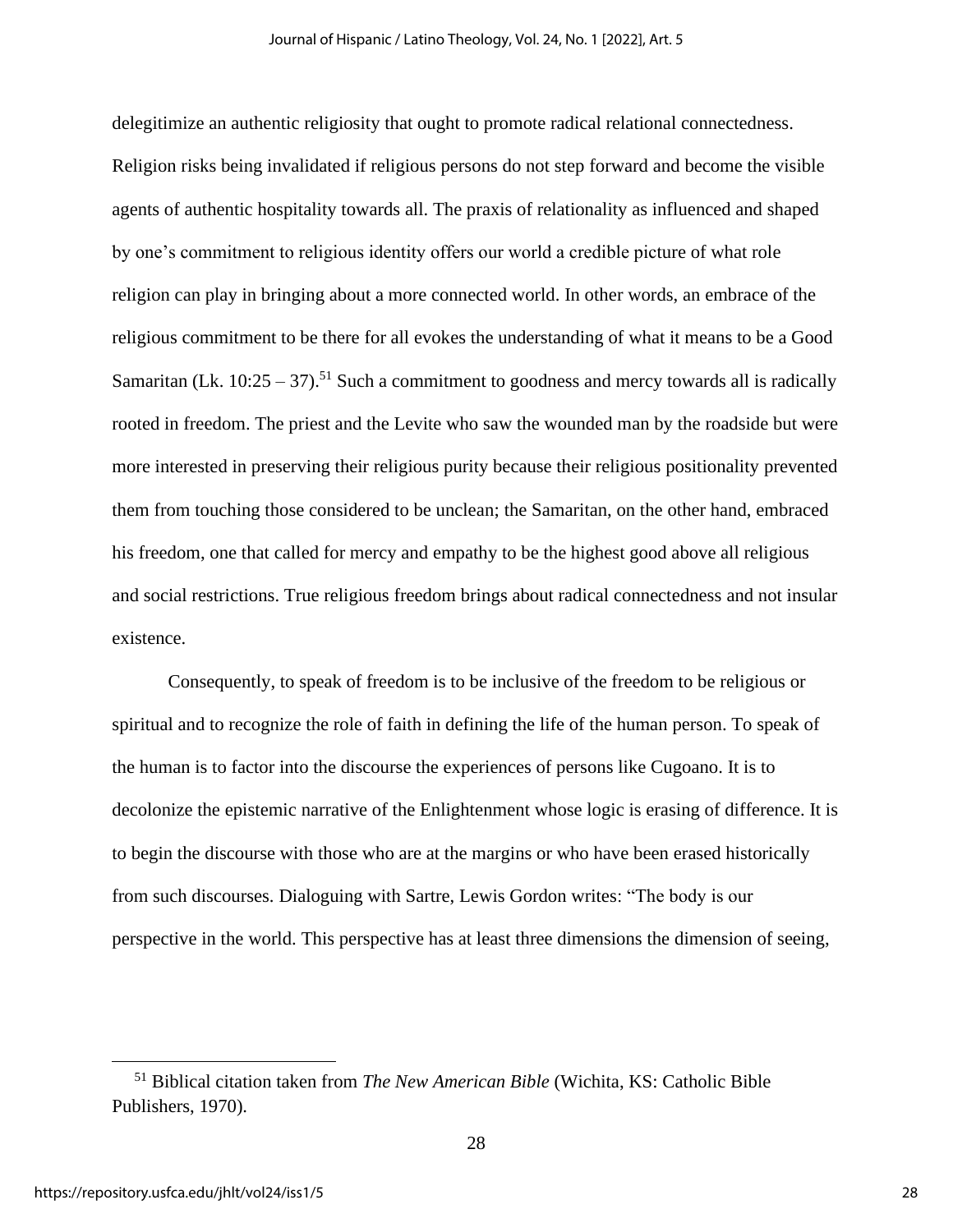delegitimize an authentic religiosity that ought to promote radical relational connectedness. Religion risks being invalidated if religious persons do not step forward and become the visible agents of authentic hospitality towards all. The praxis of relationality as influenced and shaped by one's commitment to religious identity offers our world a credible picture of what role religion can play in bringing about a more connected world. In other words, an embrace of the religious commitment to be there for all evokes the understanding of what it means to be a Good Samaritan (Lk. 10:25 – 37).[51] Such a commitment to goodness and mercy towards all is radically rooted in freedom. The priest and the Levite who saw the wounded man by the roadside but were more interested in preserving their religious purity because their religious positionality prevented them from touching those considered to be unclean; the Samaritan, on the other hand, embraced his freedom, one that called for mercy and empathy to be the highest good above all religious and social restrictions. True religious freedom brings about radical connectedness and not insular existence.

Consequently, to speak of freedom is to be inclusive of the freedom to be religious or spiritual and to recognize the role of faith in defining the life of the human person. To speak of the human is to factor into the discourse the experiences of persons like Cugoano. It is to decolonize the epistemic narrative of the Enlightenment whose logic is erasing of difference. It is to begin the discourse with those who are at the margins or who have been erased historically from such discourses. Dialoguing with Sartre, Lewis Gordon writes: "The body is our perspective in the world. This perspective has at least three dimensions the dimension of seeing,

---

[51] Biblical citation taken from *The New American Bible* (Wichita, KS: Catholic Bible Publishers, 1970).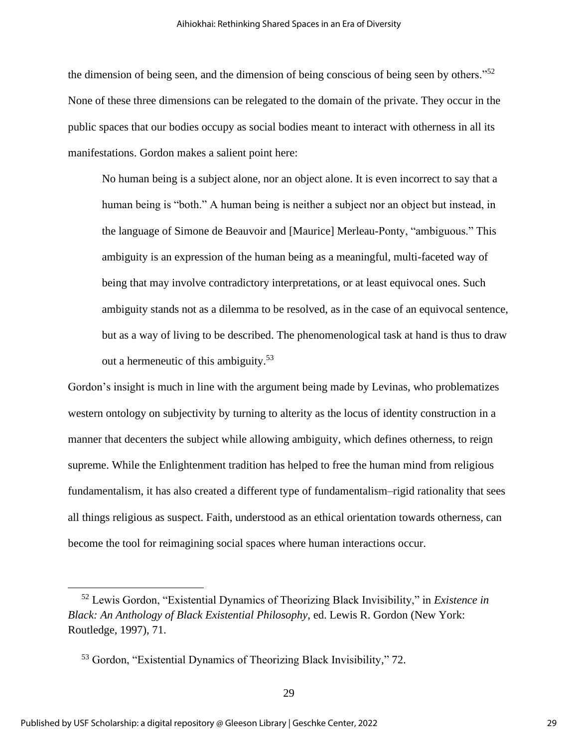the dimension of being seen, and the dimension of being conscious of being seen by others."[52] None of these three dimensions can be relegated to the domain of the private. They occur in the public spaces that our bodies occupy as social bodies meant to interact with otherness in all its manifestations. Gordon makes a salient point here:

> No human being is a subject alone, nor an object alone. It is even incorrect to say that a human being is "both." A human being is neither a subject nor an object but instead, in the language of Simone de Beauvoir and [Maurice] Merleau-Ponty, "ambiguous." This ambiguity is an expression of the human being as a meaningful, multi-faceted way of being that may involve contradictory interpretations, or at least equivocal ones. Such ambiguity stands not as a dilemma to be resolved, as in the case of an equivocal sentence, but as a way of living to be described. The phenomenological task at hand is thus to draw out a hermeneutic of this ambiguity.[53]

Gordon's insight is much in line with the argument being made by Levinas, who problematizes western ontology on subjectivity by turning to alterity as the locus of identity construction in a manner that decenters the subject while allowing ambiguity, which defines otherness, to reign supreme. While the Enlightenment tradition has helped to free the human mind from religious fundamentalism, it has also created a different type of fundamentalism–rigid rationality that sees all things religious as suspect. Faith, understood as an ethical orientation towards otherness, can become the tool for reimagining social spaces where human interactions occur.

---

[52] Lewis Gordon, "Existential Dynamics of Theorizing Black Invisibility," in *Existence in Black: An Anthology of Black Existential Philosophy*, ed. Lewis R. Gordon (New York: Routledge, 1997), 71.

[53] Gordon, "Existential Dynamics of Theorizing Black Invisibility," 72.